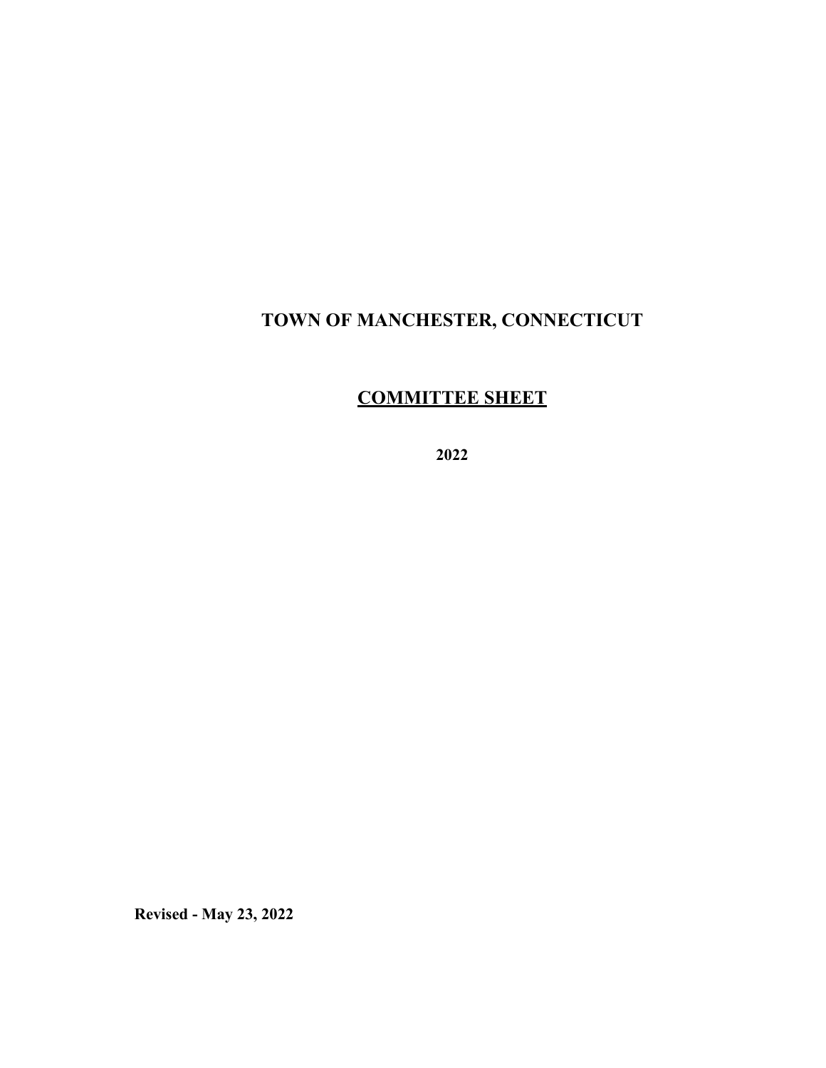# TOWN OF MANCHESTER, CONNECTICUT

## <u>COMMITTEE SHEET</u>

**2022**

**Revised - May 23, 2022**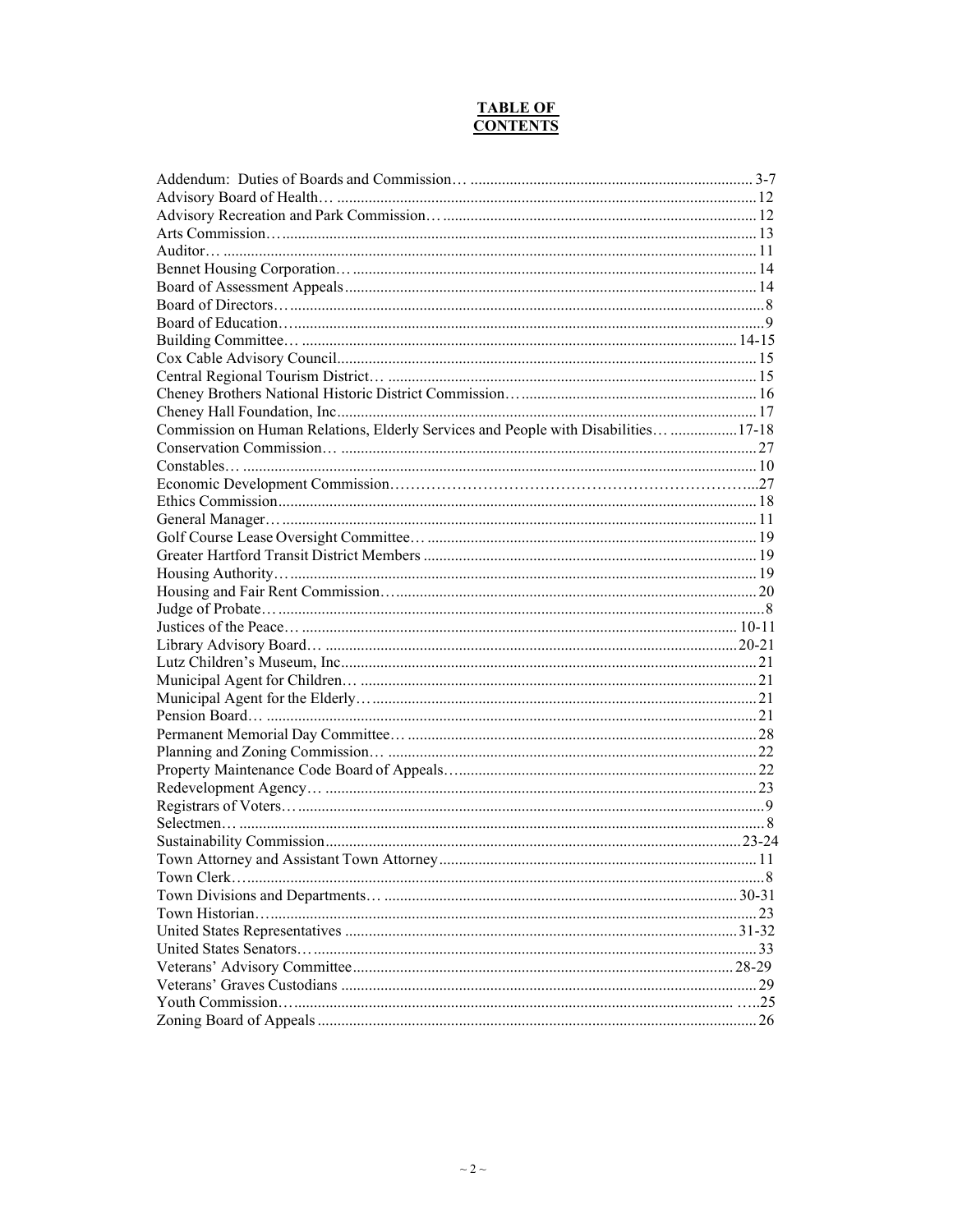# TABLE OF CONTENTS

Addendum: Duties of Boards and Commission… ........................................................................ 3-7
Advisory Board of Health… ......................................................................................................... 12
Advisory Recreation and Park Commission… ............................................................................. 12
Arts Commission… ...................................................................................................................... 13
Auditor… ..................................................................................................................................... 11
Bennet Housing Corporation… .................................................................................................... 14
Board of Assessment Appeals ...................................................................................................... 14
Board of Directors… ...................................................................................................................... 8
Board of Education… ..................................................................................................................... 9
Building Committee… ............................................................................................................. 14-15
Cox Cable Advisory Council ........................................................................................................ 15
Central Regional Tourism District… ........................................................................................... 15
Cheney Brothers National Historic District Commission… ......................................................... 16
Cheney Hall Foundation, Inc ........................................................................................................ 17
Commission on Human Relations, Elderly Services and People with Disabilities… ................. 17-18
Conservation Commission… ....................................................................................................... 27
Constables… ................................................................................................................................. 10
Economic Development Commission…………………………………………………………...27
Ethics Commission ....................................................................................................................... 18
General Manager… ...................................................................................................................... 11
Golf Course Lease Oversight Committee… ................................................................................. 19
Greater Hartford Transit District Members .................................................................................. 19
Housing Authority… .................................................................................................................... 19
Housing and Fair Rent Commission… ......................................................................................... 20
Judge of Probate… ......................................................................................................................... 8
Justices of the Peace… ............................................................................................................ 10-11
Library Advisory Board… ...................................................................................................... 20-21
Lutz Children's Museum, Inc ....................................................................................................... 21
Municipal Agent for Children… .................................................................................................. 21
Municipal Agent for the Elderly… ............................................................................................... 21
Pension Board… .......................................................................................................................... 21
Permanent Memorial Day Committee… ...................................................................................... 28
Planning and Zoning Commission… ........................................................................................... 22
Property Maintenance Code Board of Appeals… ......................................................................... 22
Redevelopment Agency… ........................................................................................................... 23
Registrars of Voters… .................................................................................................................... 9
Selectmen… ................................................................................................................................... 8
Sustainability Commission ..................................................................................................... 23-24
Town Attorney and Assistant Town Attorney .............................................................................. 11
Town Clerk… ................................................................................................................................. 8
Town Divisions and Departments… ....................................................................................... 30-31
Town Historian… ......................................................................................................................... 23
United States Representatives ................................................................................................. 31-32
United States Senators… .............................................................................................................. 33
Veterans' Advisory Committee ................................................................................................ 28-29
Veterans' Graves Custodians ........................................................................................................ 29
Youth Commission… ................................................................................................................ …..25
Zoning Board of Appeals .............................................................................................................. 26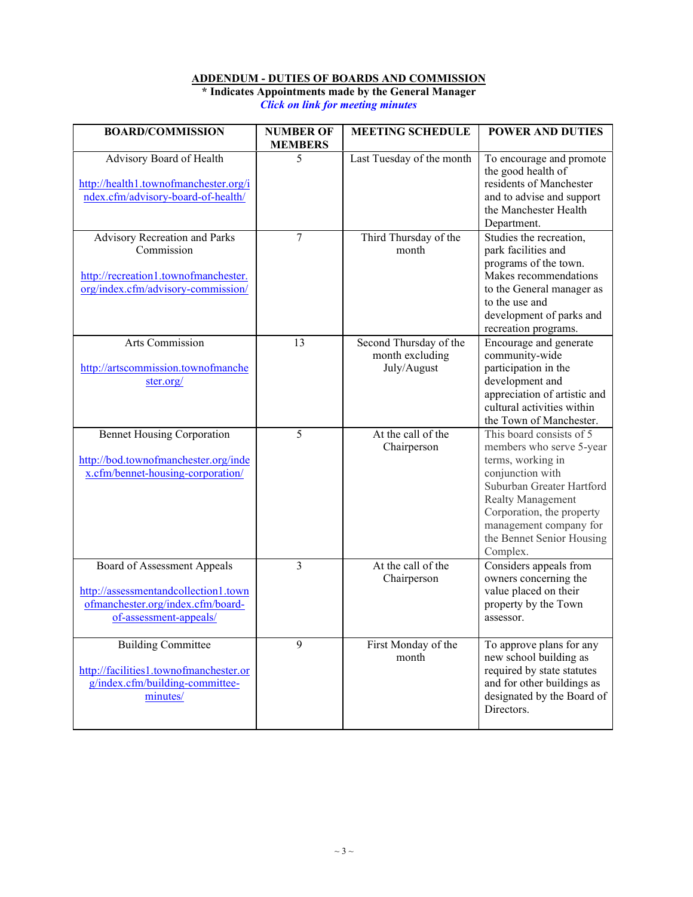## ADDENDUM - DUTIES OF BOARDS AND COMMISSION

**\* Indicates Appointments made by the General Manager**

***Click on link for meeting minutes***

| BOARD/COMMISSION | NUMBER OF MEMBERS | MEETING SCHEDULE | POWER AND DUTIES |
|---|---|---|---|
| Advisory Board of Health<br><br>http://health1.townofmanchester.org/index.cfm/advisory-board-of-health/ | 5 | Last Tuesday of the month | To encourage and promote the good health of residents of Manchester and to advise and support the Manchester Health Department. |
| Advisory Recreation and Parks Commission<br><br>http://recreation1.townofmanchester.org/index.cfm/advisory-commission/ | 7 | Third Thursday of the month | Studies the recreation, park facilities and programs of the town. Makes recommendations to the General manager as to the use and development of parks and recreation programs. |
| Arts Commission<br><br>http://artscommission.townofmanchester.org/ | 13 | Second Thursday of the month excluding July/August | Encourage and generate community-wide participation in the development and appreciation of artistic and cultural activities within the Town of Manchester. |
| Bennet Housing Corporation<br><br>http://bod.townofmanchester.org/index.cfm/bennet-housing-corporation/ | 5 | At the call of the Chairperson | This board consists of 5 members who serve 5-year terms, working in conjunction with Suburban Greater Hartford Realty Management Corporation, the property management company for the Bennet Senior Housing Complex. |
| Board of Assessment Appeals<br><br>http://assessmentandcollection1.townofmanchester.org/index.cfm/board-of-assessment-appeals/ | 3 | At the call of the Chairperson | Considers appeals from owners concerning the value placed on their property by the Town assessor. |
| Building Committee<br><br>http://facilities1.townofmanchester.org/index.cfm/building-committee-minutes/ | 9 | First Monday of the month | To approve plans for any new school building as required by state statutes and for other buildings as designated by the Board of Directors. |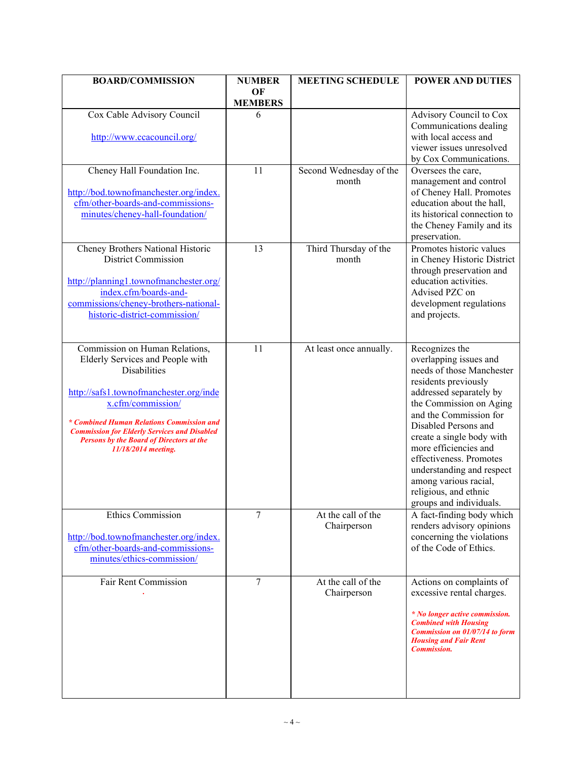| BOARD/COMMISSION | NUMBER OF MEMBERS | MEETING SCHEDULE | POWER AND DUTIES |
|---|---|---|---|
| Cox Cable Advisory Council<br><br>http://www.ccacouncil.org/ | 6 | | Advisory Council to Cox Communications dealing with local access and viewer issues unresolved by Cox Communications. |
| Cheney Hall Foundation Inc.<br><br>http://bod.townofmanchester.org/index.cfm/other-boards-and-commissions-minutes/cheney-hall-foundation/ | 11 | Second Wednesday of the month | Oversees the care, management and control of Cheney Hall. Promotes education about the hall, its historical connection to the Cheney Family and its preservation. |
| Cheney Brothers National Historic District Commission<br><br>http://planning1.townofmanchester.org/index.cfm/boards-and-commissions/cheney-brothers-national-historic-district-commission/ | 13 | Third Thursday of the month | Promotes historic values in Cheney Historic District through preservation and education activities. Advised PZC on development regulations and projects. |
| Commission on Human Relations, Elderly Services and People with Disabilities<br><br>http://safs1.townofmanchester.org/index.cfm/commission/<br><br>***\* Combined Human Relations Commission and Commission for Elderly Services and Disabled Persons by the Board of Directors at the 11/18/2014 meeting.*** | 11 | At least once annually. | Recognizes the overlapping issues and needs of those Manchester residents previously addressed separately by the Commission on Aging and the Commission for Disabled Persons and create a single body with more efficiencies and effectiveness. Promotes understanding and respect among various racial, religious, and ethnic groups and individuals. |
| Ethics Commission<br><br>http://bod.townofmanchester.org/index.cfm/other-boards-and-commissions-minutes/ethics-commission/ | 7 | At the call of the Chairperson | A fact-finding body which renders advisory opinions concerning the violations of the Code of Ethics. |
| Fair Rent Commission | 7 | At the call of the Chairperson | Actions on complaints of excessive rental charges.<br><br>***\* No longer active commission. Combined with Housing Commission on 01/07/14 to form Housing and Fair Rent Commission.*** |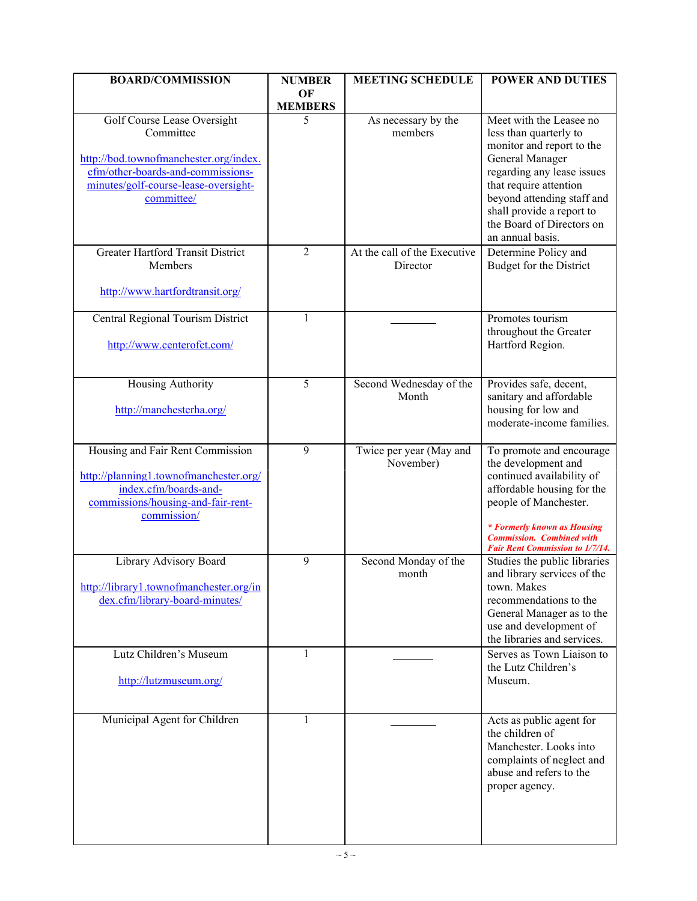| BOARD/COMMISSION | NUMBER OF MEMBERS | MEETING SCHEDULE | POWER AND DUTIES |
|---|---|---|---|
| Golf Course Lease Oversight Committee<br><br>http://bod.townofmanchester.org/index.cfm/other-boards-and-commissions-minutes/golf-course-lease-oversight-committee/ | 5 | As necessary by the members | Meet with the Leasee no less than quarterly to monitor and report to the General Manager regarding any lease issues that require attention beyond attending staff and shall provide a report to the Board of Directors on an annual basis. |
| Greater Hartford Transit District Members<br><br>http://www.hartfordtransit.org/ | 2 | At the call of the Executive Director | Determine Policy and Budget for the District |
| Central Regional Tourism District<br><br>http://www.centerofct.com/ | 1 | ________ | Promotes tourism throughout the Greater Hartford Region. |
| Housing Authority<br><br>http://manchesterha.org/ | 5 | Second Wednesday of the Month | Provides safe, decent, sanitary and affordable housing for low and moderate-income families. |
| Housing and Fair Rent Commission<br><br>http://planning1.townofmanchester.org/index.cfm/boards-and-commissions/housing-and-fair-rent-commission/ | 9 | Twice per year (May and November) | To promote and encourage the development and continued availability of affordable housing for the people of Manchester.<br><br>***\* Formerly known as Housing Commission. Combined with Fair Rent Commission to 1/7/14.*** |
| Library Advisory Board<br><br>http://library1.townofmanchester.org/index.cfm/library-board-minutes/ | 9 | Second Monday of the month | Studies the public libraries and library services of the town. Makes recommendations to the General Manager as to the use and development of the libraries and services. |
| Lutz Children's Museum<br><br>http://lutzmuseum.org/ | 1 | ________ | Serves as Town Liaison to the Lutz Children's Museum. |
| Municipal Agent for Children | 1 | ________ | Acts as public agent for the children of Manchester. Looks into complaints of neglect and abuse and refers to the proper agency. |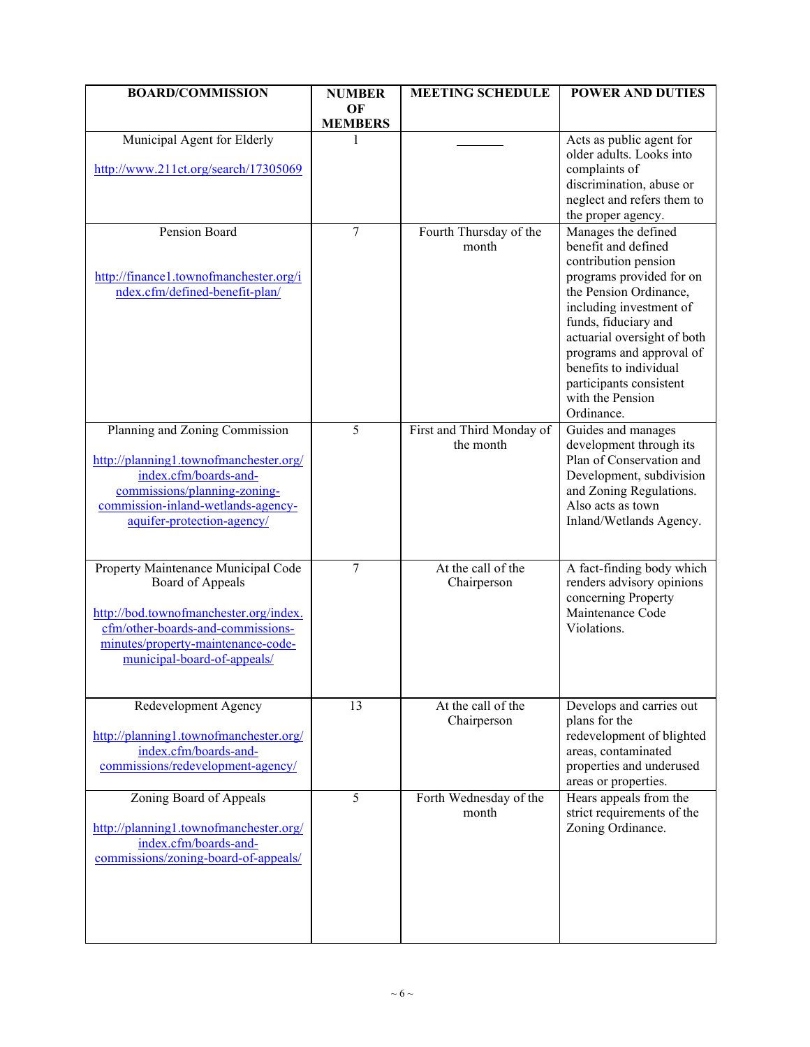| BOARD/COMMISSION | NUMBER OF MEMBERS | MEETING SCHEDULE | POWER AND DUTIES |
|---|---|---|---|
| Municipal Agent for Elderly<br><br>http://www.211ct.org/search/17305069 | 1 | _______ | Acts as public agent for older adults. Looks into complaints of discrimination, abuse or neglect and refers them to the proper agency. |
| Pension Board<br><br>http://finance1.townofmanchester.org/index.cfm/defined-benefit-plan/ | 7 | Fourth Thursday of the month | Manages the defined benefit and defined contribution pension programs provided for on the Pension Ordinance, including investment of funds, fiduciary and actuarial oversight of both programs and approval of benefits to individual participants consistent with the Pension Ordinance. |
| Planning and Zoning Commission<br><br>http://planning1.townofmanchester.org/index.cfm/boards-and-commissions/planning-zoning-commission-inland-wetlands-agency-aquifer-protection-agency/ | 5 | First and Third Monday of the month | Guides and manages development through its Plan of Conservation and Development, subdivision and Zoning Regulations. Also acts as town Inland/Wetlands Agency. |
| Property Maintenance Municipal Code Board of Appeals<br><br>http://bod.townofmanchester.org/index.cfm/other-boards-and-commissions-minutes/property-maintenance-code-municipal-board-of-appeals/ | 7 | At the call of the Chairperson | A fact-finding body which renders advisory opinions concerning Property Maintenance Code Violations. |
| Redevelopment Agency<br><br>http://planning1.townofmanchester.org/index.cfm/boards-and-commissions/redevelopment-agency/ | 13 | At the call of the Chairperson | Develops and carries out plans for the redevelopment of blighted areas, contaminated properties and underused areas or properties. |
| Zoning Board of Appeals<br><br>http://planning1.townofmanchester.org/index.cfm/boards-and-commissions/zoning-board-of-appeals/ | 5 | Forth Wednesday of the month | Hears appeals from the strict requirements of the Zoning Ordinance. |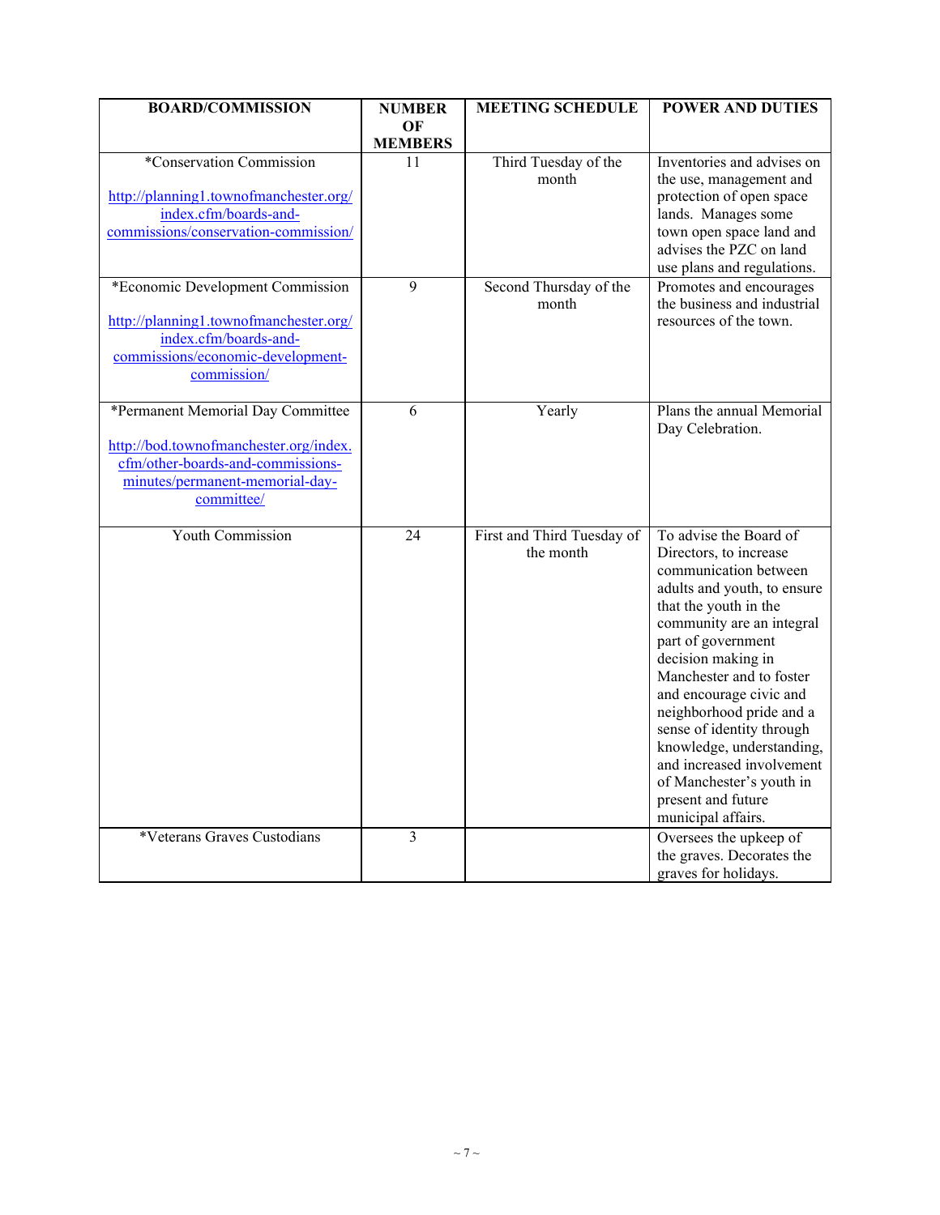| BOARD/COMMISSION | NUMBER OF MEMBERS | MEETING SCHEDULE | POWER AND DUTIES |
|---|---|---|---|
| *Conservation Commission<br><br>http://planning1.townofmanchester.org/index.cfm/boards-and-commissions/conservation-commission/ | 11 | Third Tuesday of the month | Inventories and advises on the use, management and protection of open space lands. Manages some town open space land and advises the PZC on land use plans and regulations. |
| *Economic Development Commission<br><br>http://planning1.townofmanchester.org/index.cfm/boards-and-commissions/economic-development-commission/ | 9 | Second Thursday of the month | Promotes and encourages the business and industrial resources of the town. |
| *Permanent Memorial Day Committee<br><br>http://bod.townofmanchester.org/index.cfm/other-boards-and-commissions-minutes/permanent-memorial-day-committee/ | 6 | Yearly | Plans the annual Memorial Day Celebration. |
| Youth Commission | 24 | First and Third Tuesday of the month | To advise the Board of Directors, to increase communication between adults and youth, to ensure that the youth in the community are an integral part of government decision making in Manchester and to foster and encourage civic and neighborhood pride and a sense of identity through knowledge, understanding, and increased involvement of Manchester's youth in present and future municipal affairs. |
| *Veterans Graves Custodians | 3 | | Oversees the upkeep of the graves. Decorates the graves for holidays. |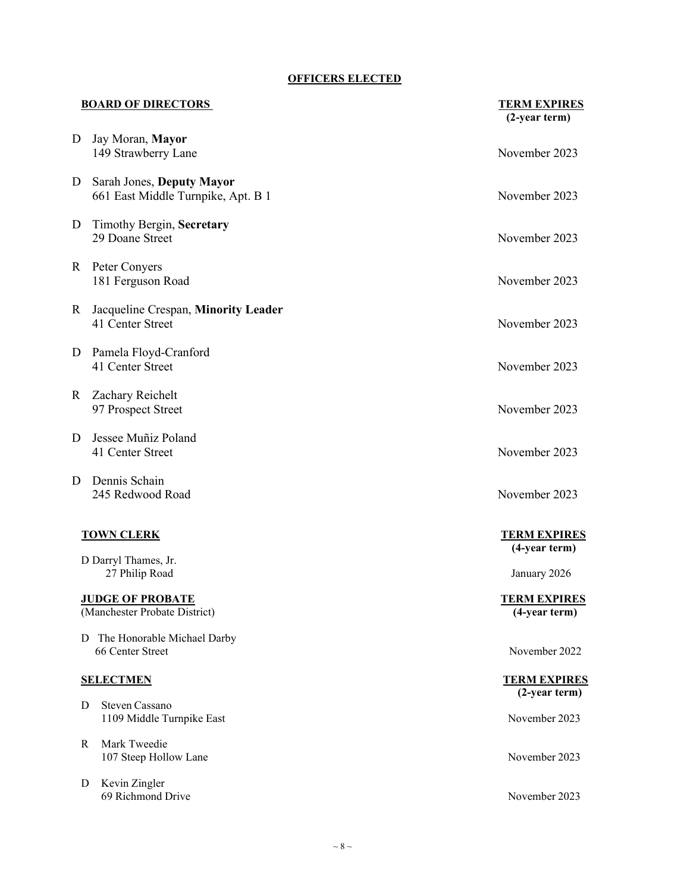# OFFICERS ELECTED

| | BOARD OF DIRECTORS | TERM EXPIRES (2-year term) |
|---|---|---|
| D | Jay Moran, **Mayor**<br>149 Strawberry Lane | November 2023 |
| D | Sarah Jones, **Deputy Mayor**<br>661 East Middle Turnpike, Apt. B 1 | November 2023 |
| D | Timothy Bergin, **Secretary**<br>29 Doane Street | November 2023 |
| R | Peter Conyers<br>181 Ferguson Road | November 2023 |
| R | Jacqueline Crespan, **Minority Leader**<br>41 Center Street | November 2023 |
| D | Pamela Floyd-Cranford<br>41 Center Street | November 2023 |
| R | Zachary Reichelt<br>97 Prospect Street | November 2023 |
| D | Jessee Muñiz Poland<br>41 Center Street | November 2023 |
| D | Dennis Schain<br>245 Redwood Road | November 2023 |

| | TOWN CLERK | TERM EXPIRES (4-year term) |
|---|---|---|
| D | Darryl Thames, Jr.<br>27 Philip Road | January 2026 |

| | JUDGE OF PROBATE (Manchester Probate District) | TERM EXPIRES (4-year term) |
|---|---|---|
| D | The Honorable Michael Darby<br>66 Center Street | November 2022 |

| | SELECTMEN | TERM EXPIRES (2-year term) |
|---|---|---|
| D | Steven Cassano<br>1109 Middle Turnpike East | November 2023 |
| R | Mark Tweedie<br>107 Steep Hollow Lane | November 2023 |
| D | Kevin Zingler<br>69 Richmond Drive | November 2023 |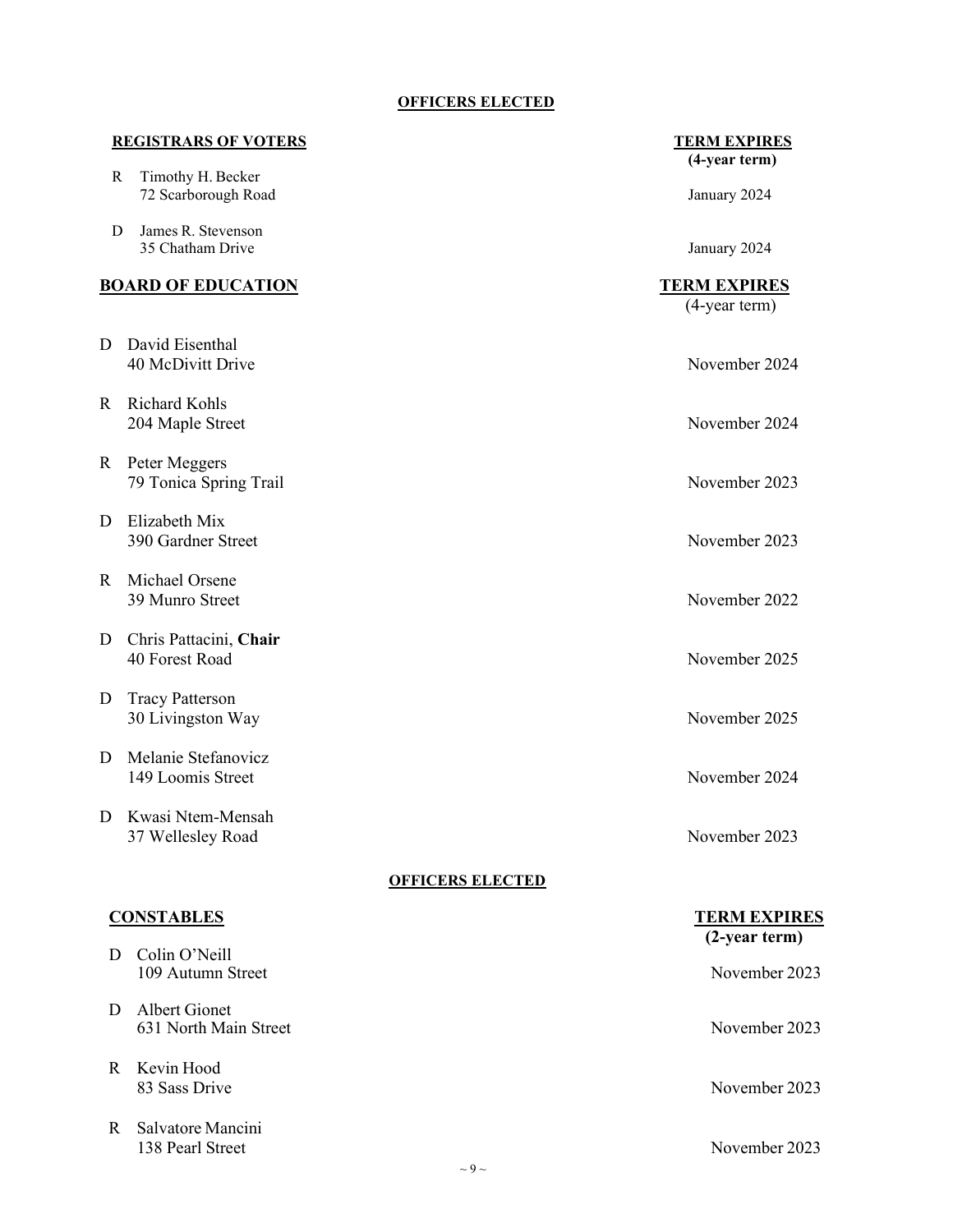## OFFICERS ELECTED

| REGISTRARS OF VOTERS | | TERM EXPIRES (4-year term) |
|---|---|---|
| R | Timothy H. Becker<br>72 Scarborough Road | January 2024 |
| D | James R. Stevenson<br>35 Chatham Drive | January 2024 |

| BOARD OF EDUCATION | | TERM EXPIRES (4-year term) |
|---|---|---|
| D | David Eisenthal<br>40 McDivitt Drive | November 2024 |
| R | Richard Kohls<br>204 Maple Street | November 2024 |
| R | Peter Meggers<br>79 Tonica Spring Trail | November 2023 |
| D | Elizabeth Mix<br>390 Gardner Street | November 2023 |
| R | Michael Orsene<br>39 Munro Street | November 2022 |
| D | Chris Pattacini, **Chair**<br>40 Forest Road | November 2025 |
| D | Tracy Patterson<br>30 Livingston Way | November 2025 |
| D | Melanie Stefanovicz<br>149 Loomis Street | November 2024 |
| D | Kwasi Ntem-Mensah<br>37 Wellesley Road | November 2023 |

## OFFICERS ELECTED

| CONSTABLES | | TERM EXPIRES (2-year term) |
|---|---|---|
| D | Colin O'Neill<br>109 Autumn Street | November 2023 |
| D | Albert Gionet<br>631 North Main Street | November 2023 |
| R | Kevin Hood<br>83 Sass Drive | November 2023 |
| R | Salvatore Mancini<br>138 Pearl Street | November 2023 |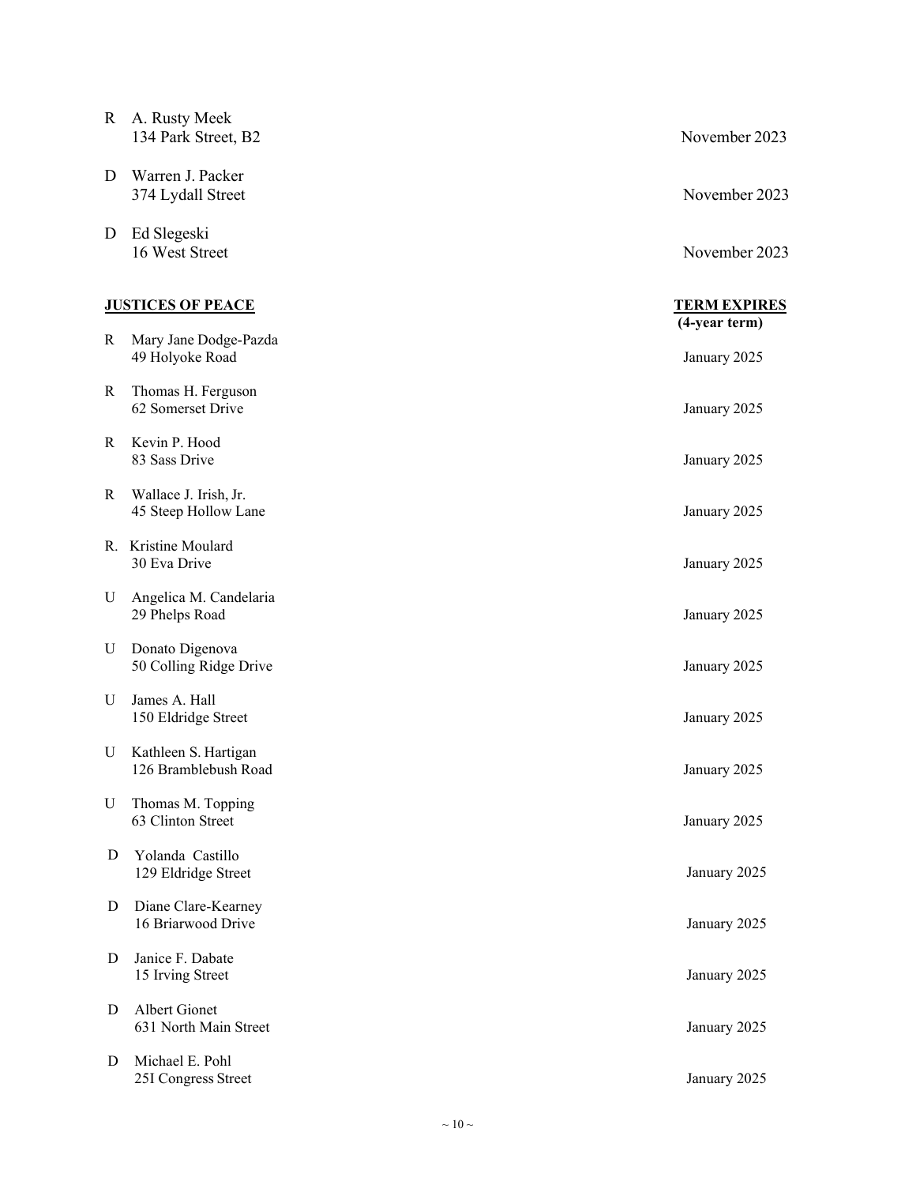R A. Rusty Meek
134 Park Street, B2 — November 2023

D Warren J. Packer
374 Lydall Street — November 2023

D Ed Slegeski
16 West Street — November 2023

| **JUSTICES OF PEACE** | | **TERM EXPIRES (4-year term)** |
|---|---|---|
| R | Mary Jane Dodge-Pazda<br>49 Holyoke Road | January 2025 |
| R | Thomas H. Ferguson<br>62 Somerset Drive | January 2025 |
| R | Kevin P. Hood<br>83 Sass Drive | January 2025 |
| R | Wallace J. Irish, Jr.<br>45 Steep Hollow Lane | January 2025 |
| R. | Kristine Moulard<br>30 Eva Drive | January 2025 |
| U | Angelica M. Candelaria<br>29 Phelps Road | January 2025 |
| U | Donato Digenova<br>50 Colling Ridge Drive | January 2025 |
| U | James A. Hall<br>150 Eldridge Street | January 2025 |
| U | Kathleen S. Hartigan<br>126 Bramblebush Road | January 2025 |
| U | Thomas M. Topping<br>63 Clinton Street | January 2025 |
| D | Yolanda Castillo<br>129 Eldridge Street | January 2025 |
| D | Diane Clare-Kearney<br>16 Briarwood Drive | January 2025 |
| D | Janice F. Dabate<br>15 Irving Street | January 2025 |
| D | Albert Gionet<br>631 North Main Street | January 2025 |
| D | Michael E. Pohl<br>25I Congress Street | January 2025 |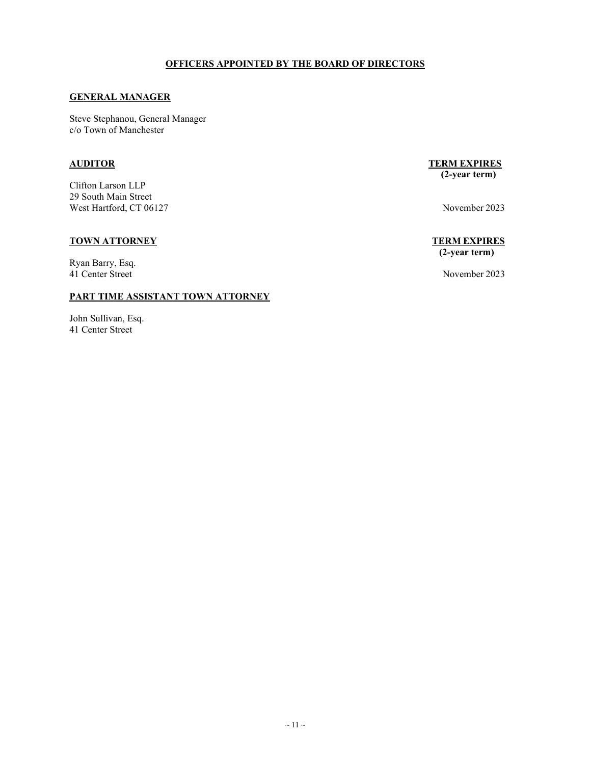## OFFICERS APPOINTED BY THE BOARD OF DIRECTORS

### GENERAL MANAGER

Steve Stephanou, General Manager
c/o Town of Manchester

| AUDITOR | TERM EXPIRES (2-year term) |
|---|---|
| Clifton Larson LLP<br>29 South Main Street<br>West Hartford, CT 06127 | November 2023 |

| TOWN ATTORNEY | TERM EXPIRES (2-year term) |
|---|---|
| Ryan Barry, Esq.<br>41 Center Street | November 2023 |

### PART TIME ASSISTANT TOWN ATTORNEY

John Sullivan, Esq.
41 Center Street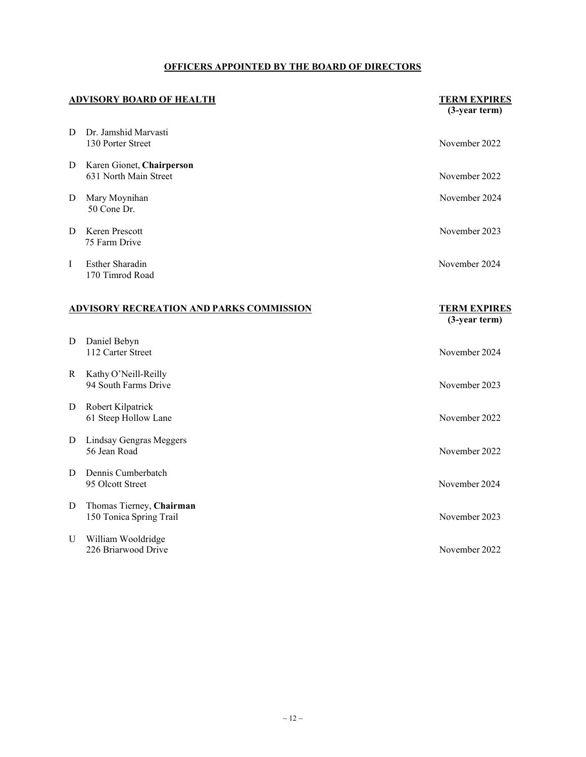## OFFICERS APPOINTED BY THE BOARD OF DIRECTORS

### ADVISORY BOARD OF HEALTH

| | Name / Address | TERM EXPIRES (3-year term) |
|---|---|---|
| D | Dr. Jamshid Marvasti<br>130 Porter Street | November 2022 |
| D | Karen Gionet, **Chairperson**<br>631 North Main Street | November 2022 |
| D | Mary Moynihan<br>50 Cone Dr. | November 2024 |
| D | Keren Prescott<br>75 Farm Drive | November 2023 |
| I | Esther Sharadin<br>170 Timrod Road | November 2024 |

### ADVISORY RECREATION AND PARKS COMMISSION

| | Name / Address | TERM EXPIRES (3-year term) |
|---|---|---|
| D | Daniel Bebyn<br>112 Carter Street | November 2024 |
| R | Kathy O'Neill-Reilly<br>94 South Farms Drive | November 2023 |
| D | Robert Kilpatrick<br>61 Steep Hollow Lane | November 2022 |
| D | Lindsay Gengras Meggers<br>56 Jean Road | November 2022 |
| D | Dennis Cumberbatch<br>95 Olcott Street | November 2024 |
| D | Thomas Tierney, **Chairman**<br>150 Tonica Spring Trail | November 2023 |
| U | William Wooldridge<br>226 Briarwood Drive | November 2022 |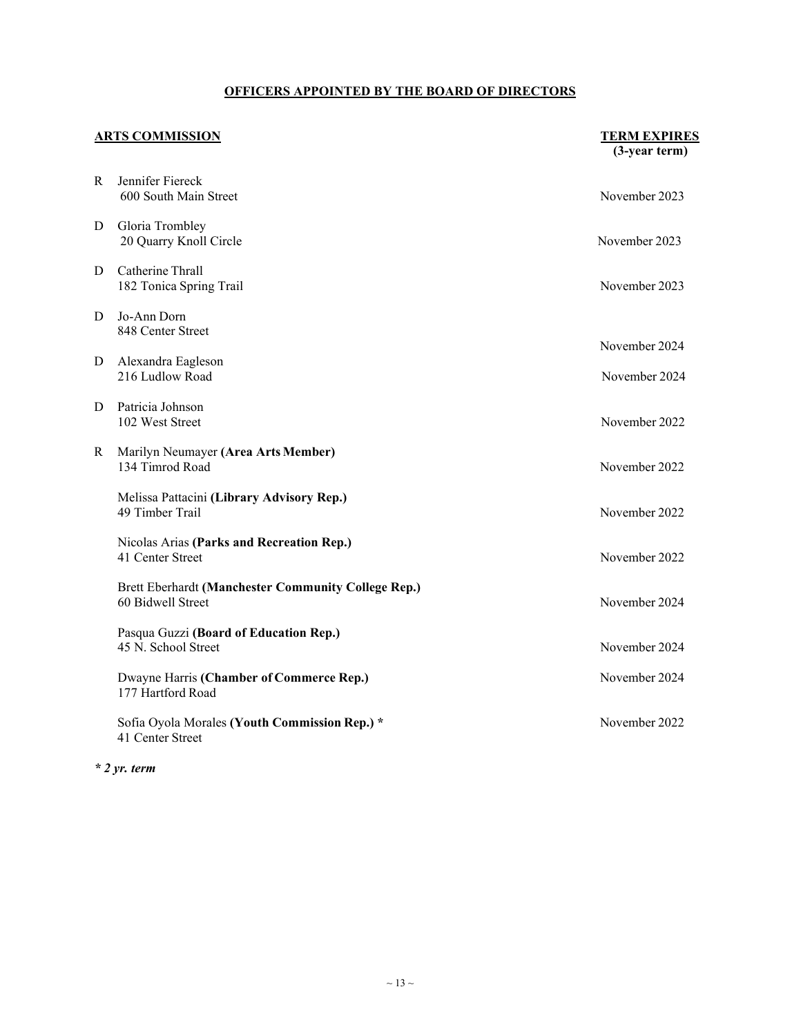## OFFICERS APPOINTED BY THE BOARD OF DIRECTORS

| | ARTS COMMISSION | TERM EXPIRES (3-year term) |
|---|---|---|
| R | Jennifer Fiereck<br>600 South Main Street | November 2023 |
| D | Gloria Trombley<br>20 Quarry Knoll Circle | November 2023 |
| D | Catherine Thrall<br>182 Tonica Spring Trail | November 2023 |
| D | Jo-Ann Dorn<br>848 Center Street | November 2024 |
| D | Alexandra Eagleson<br>216 Ludlow Road | November 2024 |
| D | Patricia Johnson<br>102 West Street | November 2022 |
| R | Marilyn Neumayer **(Area Arts Member)**<br>134 Timrod Road | November 2022 |
| | Melissa Pattacini **(Library Advisory Rep.)**<br>49 Timber Trail | November 2022 |
| | Nicolas Arias **(Parks and Recreation Rep.)**<br>41 Center Street | November 2022 |
| | Brett Eberhardt **(Manchester Community College Rep.)**<br>60 Bidwell Street | November 2024 |
| | Pasqua Guzzi **(Board of Education Rep.)**<br>45 N. School Street | November 2024 |
| | Dwayne Harris **(Chamber of Commerce Rep.)**<br>177 Hartford Road | November 2024 |
| | Sofia Oyola Morales **(Youth Commission Rep.) \*** <br>41 Center Street | November 2022 |

***\* 2 yr. term***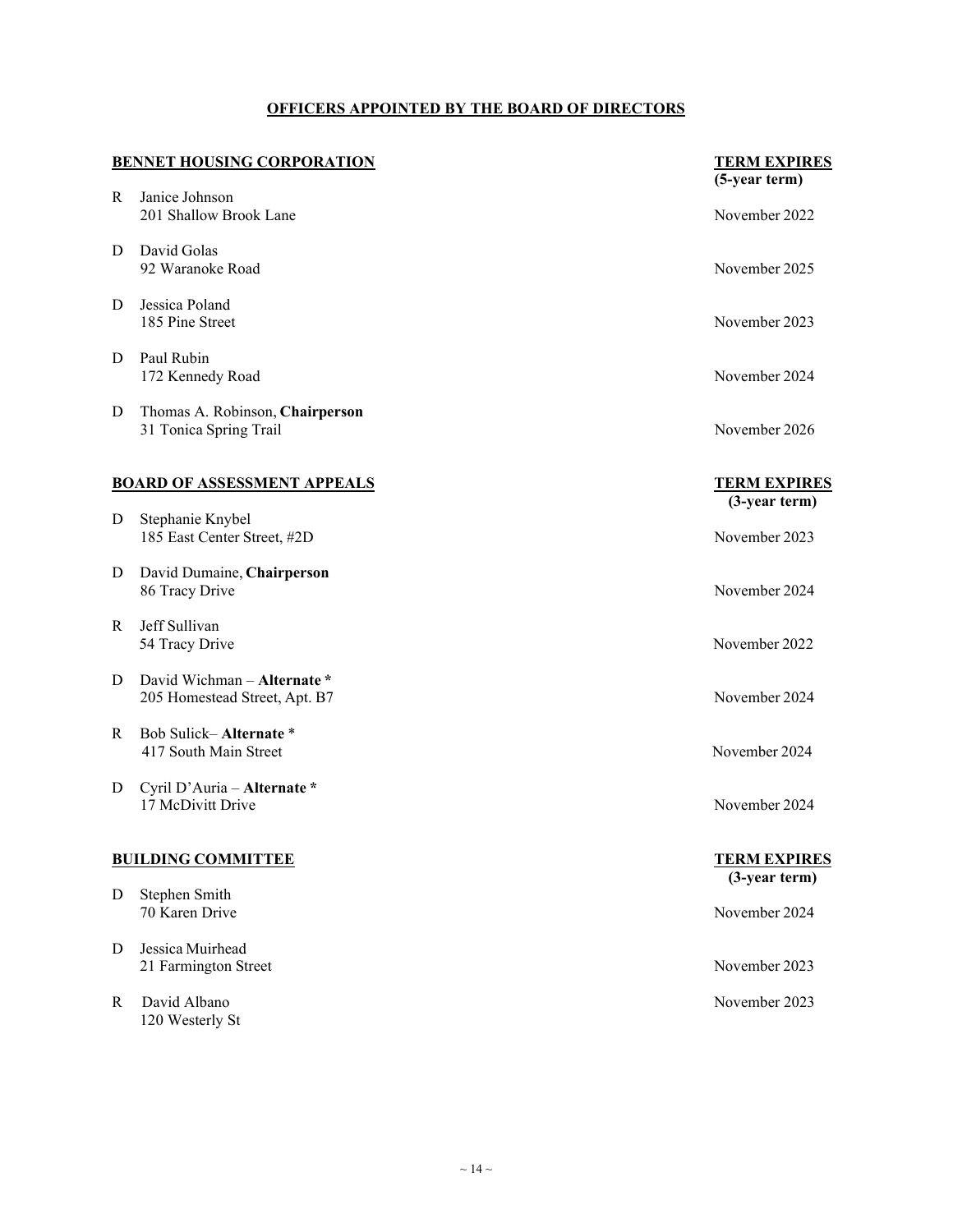## OFFICERS APPOINTED BY THE BOARD OF DIRECTORS

### BENNET HOUSING CORPORATION

| | Name / Address | TERM EXPIRES (5-year term) |
|---|---|---|
| R | Janice Johnson<br>201 Shallow Brook Lane | November 2022 |
| D | David Golas<br>92 Waranoke Road | November 2025 |
| D | Jessica Poland<br>185 Pine Street | November 2023 |
| D | Paul Rubin<br>172 Kennedy Road | November 2024 |
| D | Thomas A. Robinson, **Chairperson**<br>31 Tonica Spring Trail | November 2026 |

### BOARD OF ASSESSMENT APPEALS

| | Name / Address | TERM EXPIRES (3-year term) |
|---|---|---|
| D | Stephanie Knybel<br>185 East Center Street, #2D | November 2023 |
| D | David Dumaine, **Chairperson**<br>86 Tracy Drive | November 2024 |
| R | Jeff Sullivan<br>54 Tracy Drive | November 2022 |
| D | David Wichman – **Alternate \***<br>205 Homestead Street, Apt. B7 | November 2024 |
| R | Bob Sulick– **Alternate** \*<br>417 South Main Street | November 2024 |
| D | Cyril D'Auria – **Alternate \***<br>17 McDivitt Drive | November 2024 |

### BUILDING COMMITTEE

| | Name / Address | TERM EXPIRES (3-year term) |
|---|---|---|
| D | Stephen Smith<br>70 Karen Drive | November 2024 |
| D | Jessica Muirhead<br>21 Farmington Street | November 2023 |
| R | David Albano<br>120 Westerly St | November 2023 |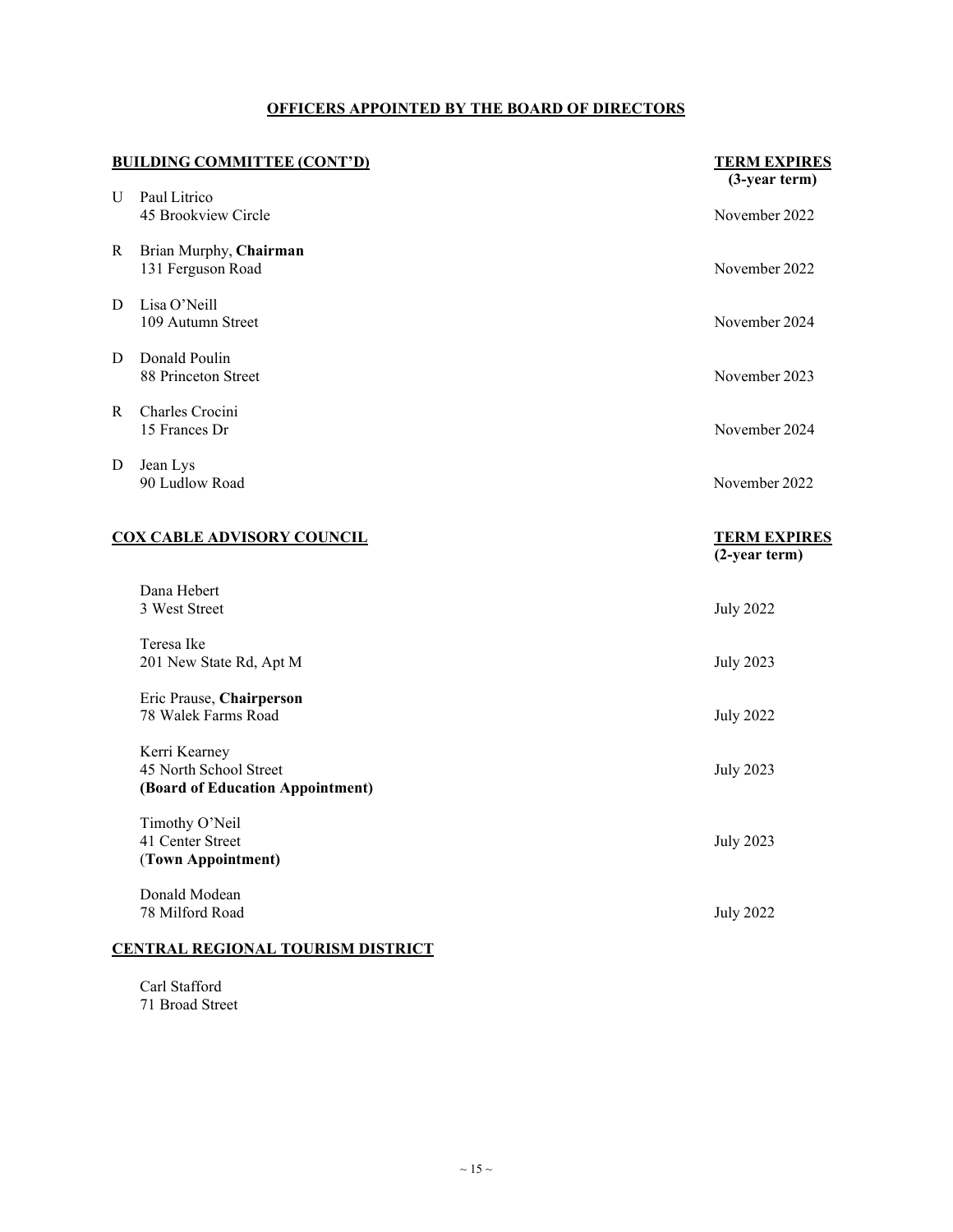## OFFICERS APPOINTED BY THE BOARD OF DIRECTORS

### BUILDING COMMITTEE (CONT'D)

| | Name / Address | TERM EXPIRES (3-year term) |
|---|---|---|
| U | Paul Litrico<br>45 Brookview Circle | November 2022 |
| R | Brian Murphy, **Chairman**<br>131 Ferguson Road | November 2022 |
| D | Lisa O'Neill<br>109 Autumn Street | November 2024 |
| D | Donald Poulin<br>88 Princeton Street | November 2023 |
| R | Charles Crocini<br>15 Frances Dr | November 2024 |
| D | Jean Lys<br>90 Ludlow Road | November 2022 |

### COX CABLE ADVISORY COUNCIL

| Name / Address | TERM EXPIRES (2-year term) |
|---|---|
| Dana Hebert<br>3 West Street | July 2022 |
| Teresa Ike<br>201 New State Rd, Apt M | July 2023 |
| Eric Prause, **Chairperson**<br>78 Walek Farms Road | July 2022 |
| Kerri Kearney<br>45 North School Street<br>**(Board of Education Appointment)** | July 2023 |
| Timothy O'Neil<br>41 Center Street<br>**(Town Appointment)** | July 2023 |
| Donald Modean<br>78 Milford Road | July 2022 |

### CENTRAL REGIONAL TOURISM DISTRICT

Carl Stafford
71 Broad Street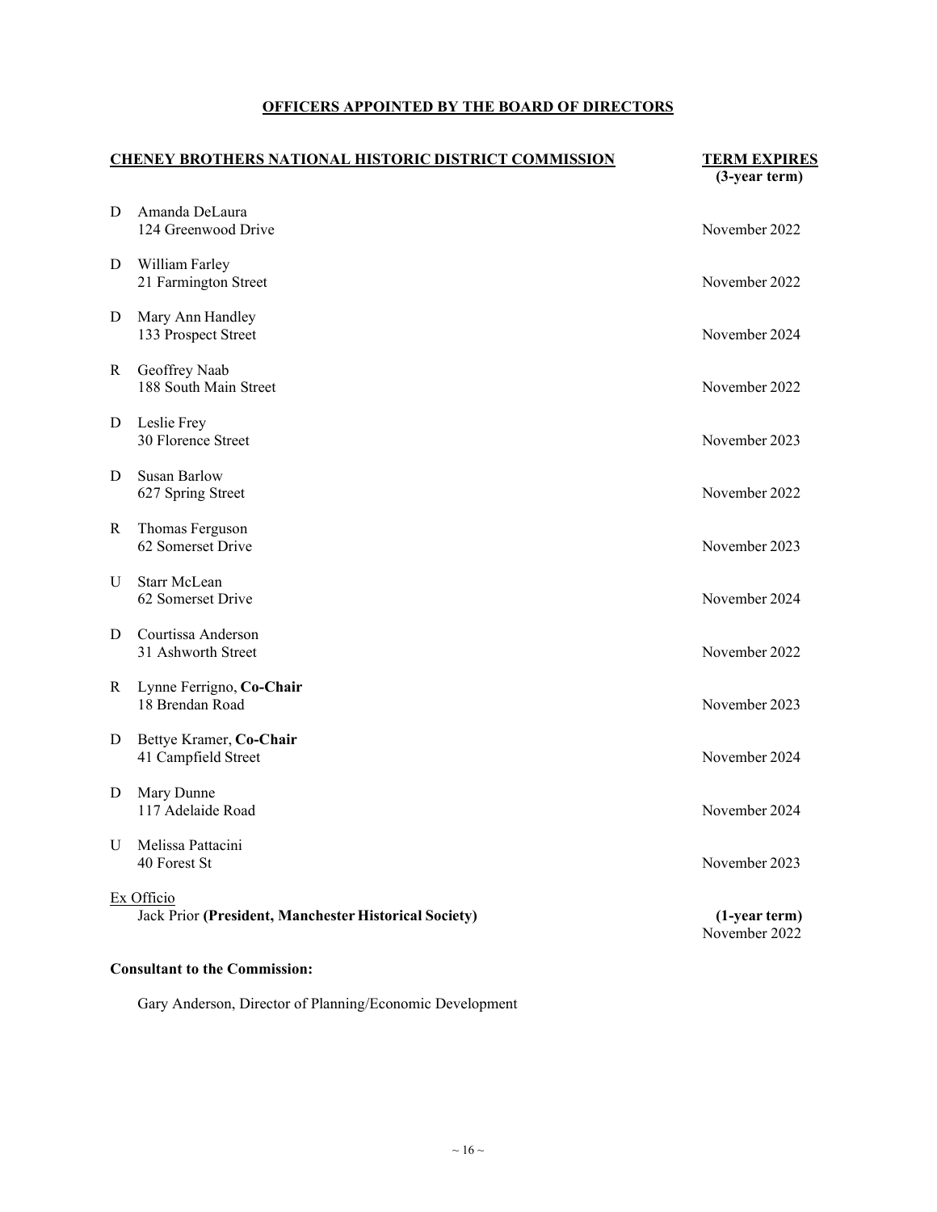## OFFICERS APPOINTED BY THE BOARD OF DIRECTORS

| | CHENEY BROTHERS NATIONAL HISTORIC DISTRICT COMMISSION | TERM EXPIRES (3-year term) |
|---|---|---|
| D | Amanda DeLaura<br>124 Greenwood Drive | November 2022 |
| D | William Farley<br>21 Farmington Street | November 2022 |
| D | Mary Ann Handley<br>133 Prospect Street | November 2024 |
| R | Geoffrey Naab<br>188 South Main Street | November 2022 |
| D | Leslie Frey<br>30 Florence Street | November 2023 |
| D | Susan Barlow<br>627 Spring Street | November 2022 |
| R | Thomas Ferguson<br>62 Somerset Drive | November 2023 |
| U | Starr McLean<br>62 Somerset Drive | November 2024 |
| D | Courtissa Anderson<br>31 Ashworth Street | November 2022 |
| R | Lynne Ferrigno, **Co-Chair**<br>18 Brendan Road | November 2023 |
| D | Bettye Kramer, **Co-Chair**<br>41 Campfield Street | November 2024 |
| D | Mary Dunne<br>117 Adelaide Road | November 2024 |
| U | Melissa Pattacini<br>40 Forest St | November 2023 |
| | Ex Officio<br>Jack Prior **(President, Manchester Historical Society)** | **(1-year term)**<br>November 2022 |

**Consultant to the Commission:**

Gary Anderson, Director of Planning/Economic Development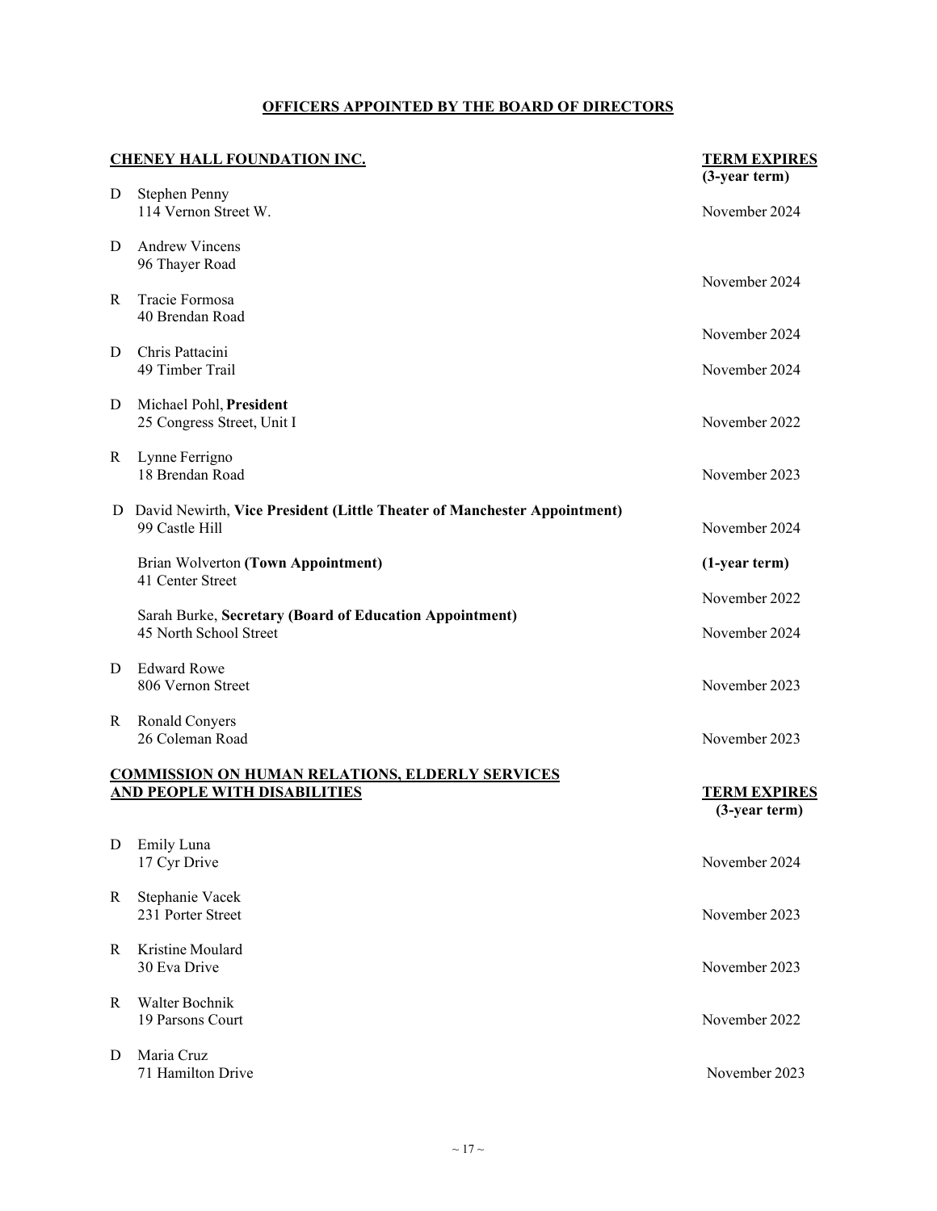## OFFICERS APPOINTED BY THE BOARD OF DIRECTORS

### CHENEY HALL FOUNDATION INC.

| Party | Name / Address | TERM EXPIRES (3-year term) |
|---|---|---|
| D | Stephen Penny<br>114 Vernon Street W. | November 2024 |
| D | Andrew Vincens<br>96 Thayer Road | November 2024 |
| R | Tracie Formosa<br>40 Brendan Road | November 2024 |
| D | Chris Pattacini<br>49 Timber Trail | November 2024 |
| D | Michael Pohl, **President**<br>25 Congress Street, Unit I | November 2022 |
| R | Lynne Ferrigno<br>18 Brendan Road | November 2023 |
| D | David Newirth, **Vice President (Little Theater of Manchester Appointment)**<br>99 Castle Hill | November 2024 |
| | Brian Wolverton **(Town Appointment)**<br>41 Center Street | **(1-year term)**<br>November 2022 |
| | Sarah Burke, **Secretary (Board of Education Appointment)**<br>45 North School Street | November 2024 |
| D | Edward Rowe<br>806 Vernon Street | November 2023 |
| R | Ronald Conyers<br>26 Coleman Road | November 2023 |

### COMMISSION ON HUMAN RELATIONS, ELDERLY SERVICES AND PEOPLE WITH DISABILITIES

| Party | Name / Address | TERM EXPIRES (3-year term) |
|---|---|---|
| D | Emily Luna<br>17 Cyr Drive | November 2024 |
| R | Stephanie Vacek<br>231 Porter Street | November 2023 |
| R | Kristine Moulard<br>30 Eva Drive | November 2023 |
| R | Walter Bochnik<br>19 Parsons Court | November 2022 |
| D | Maria Cruz<br>71 Hamilton Drive | November 2023 |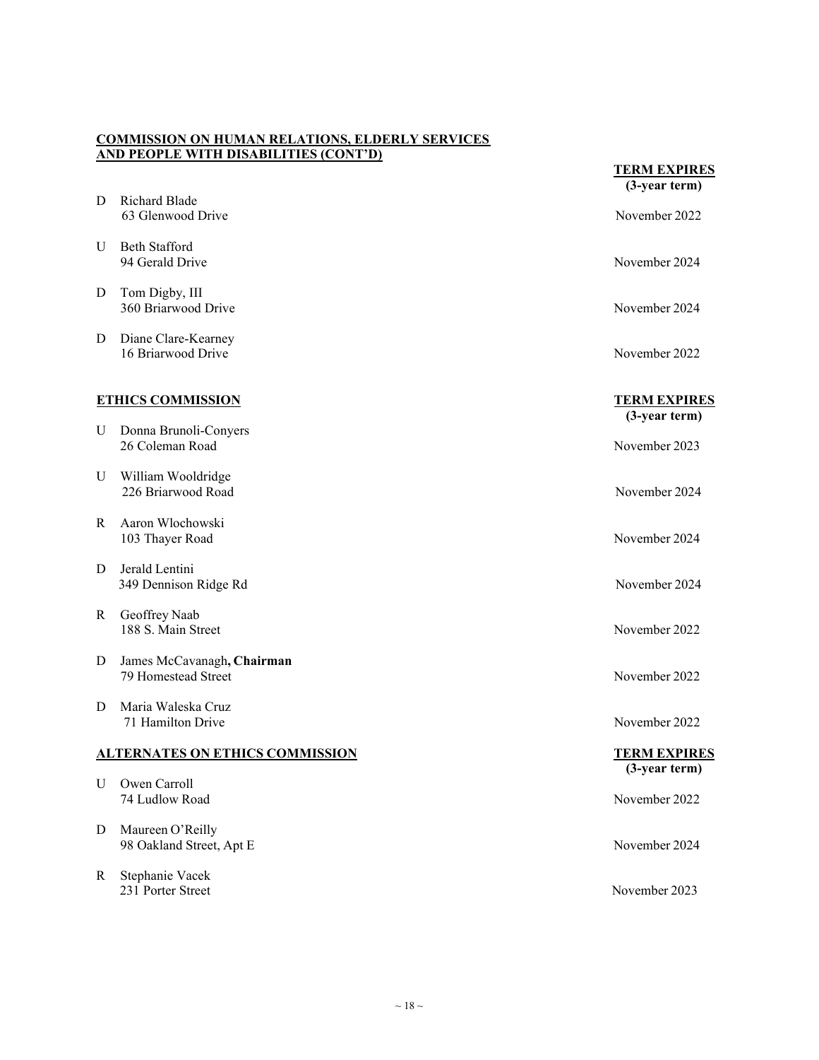**COMMISSION ON HUMAN RELATIONS, ELDERLY SERVICES AND PEOPLE WITH DISABILITIES (CONT'D)**

| | | **TERM EXPIRES (3-year term)** |
|---|---|---|
| D | Richard Blade<br>63 Glenwood Drive | November 2022 |
| U | Beth Stafford<br>94 Gerald Drive | November 2024 |
| D | Tom Digby, III<br>360 Briarwood Drive | November 2024 |
| D | Diane Clare-Kearney<br>16 Briarwood Drive | November 2022 |

**ETHICS COMMISSION**

| | | **TERM EXPIRES (3-year term)** |
|---|---|---|
| U | Donna Brunoli-Conyers<br>26 Coleman Road | November 2023 |
| U | William Wooldridge<br>226 Briarwood Road | November 2024 |
| R | Aaron Wlochowski<br>103 Thayer Road | November 2024 |
| D | Jerald Lentini<br>349 Dennison Ridge Rd | November 2024 |
| R | Geoffrey Naab<br>188 S. Main Street | November 2022 |
| D | James McCavanagh**, Chairman**<br>79 Homestead Street | November 2022 |
| D | Maria Waleska Cruz<br>71 Hamilton Drive | November 2022 |

**ALTERNATES ON ETHICS COMMISSION**

| | | **TERM EXPIRES (3-year term)** |
|---|---|---|
| U | Owen Carroll<br>74 Ludlow Road | November 2022 |
| D | Maureen O'Reilly<br>98 Oakland Street, Apt E | November 2024 |
| R | Stephanie Vacek<br>231 Porter Street | November 2023 |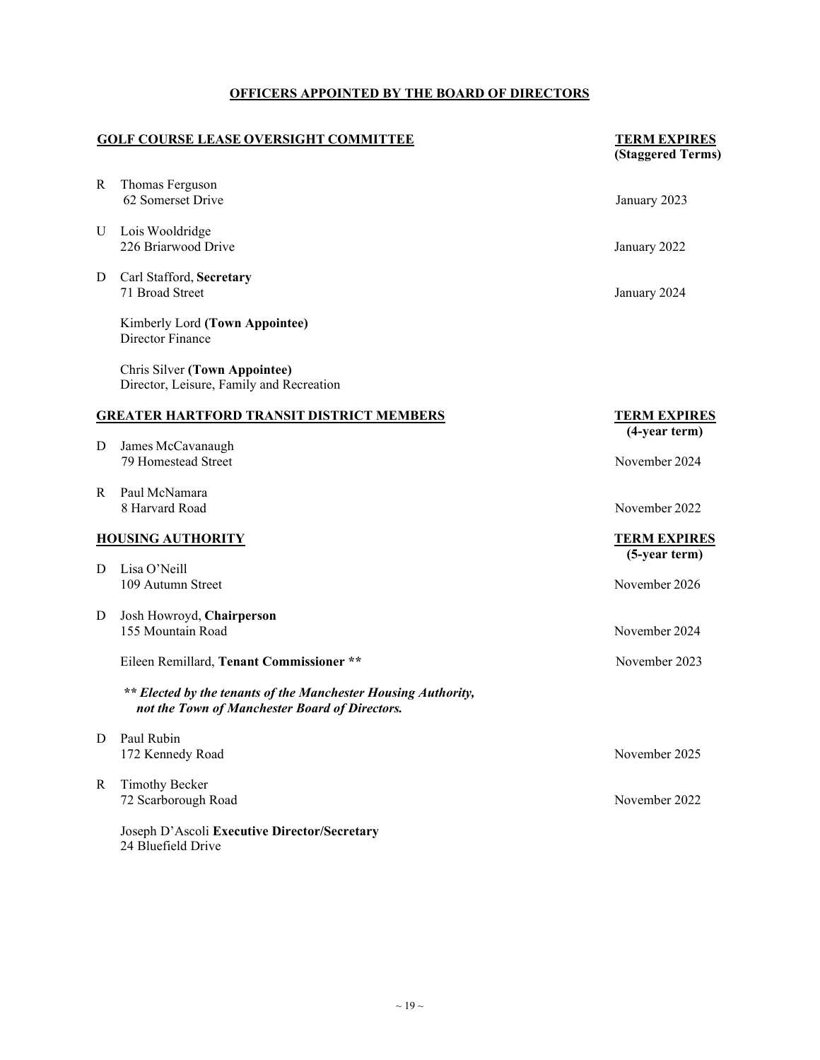## OFFICERS APPOINTED BY THE BOARD OF DIRECTORS

### GOLF COURSE LEASE OVERSIGHT COMMITTEE

| | Name | TERM EXPIRES (Staggered Terms) |
|---|---|---|
| R | Thomas Ferguson<br>62 Somerset Drive | January 2023 |
| U | Lois Wooldridge<br>226 Briarwood Drive | January 2022 |
| D | Carl Stafford, **Secretary**<br>71 Broad Street | January 2024 |
| | Kimberly Lord **(Town Appointee)**<br>Director Finance | |
| | Chris Silver **(Town Appointee)**<br>Director, Leisure, Family and Recreation | |

### GREATER HARTFORD TRANSIT DISTRICT MEMBERS

| | Name | TERM EXPIRES (4-year term) |
|---|---|---|
| D | James McCavanaugh<br>79 Homestead Street | November 2024 |
| R | Paul McNamara<br>8 Harvard Road | November 2022 |

### HOUSING AUTHORITY

| | Name | TERM EXPIRES (5-year term) |
|---|---|---|
| D | Lisa O'Neill<br>109 Autumn Street | November 2026 |
| D | Josh Howroyd, **Chairperson**<br>155 Mountain Road | November 2024 |
| | Eileen Remillard, **Tenant Commissioner \*\*** | November 2023 |
| D | Paul Rubin<br>172 Kennedy Road | November 2025 |
| R | Timothy Becker<br>72 Scarborough Road | November 2022 |
| | Joseph D'Ascoli **Executive Director/Secretary**<br>24 Bluefield Drive | |

***\*\* Elected by the tenants of the Manchester Housing Authority, not the Town of Manchester Board of Directors.***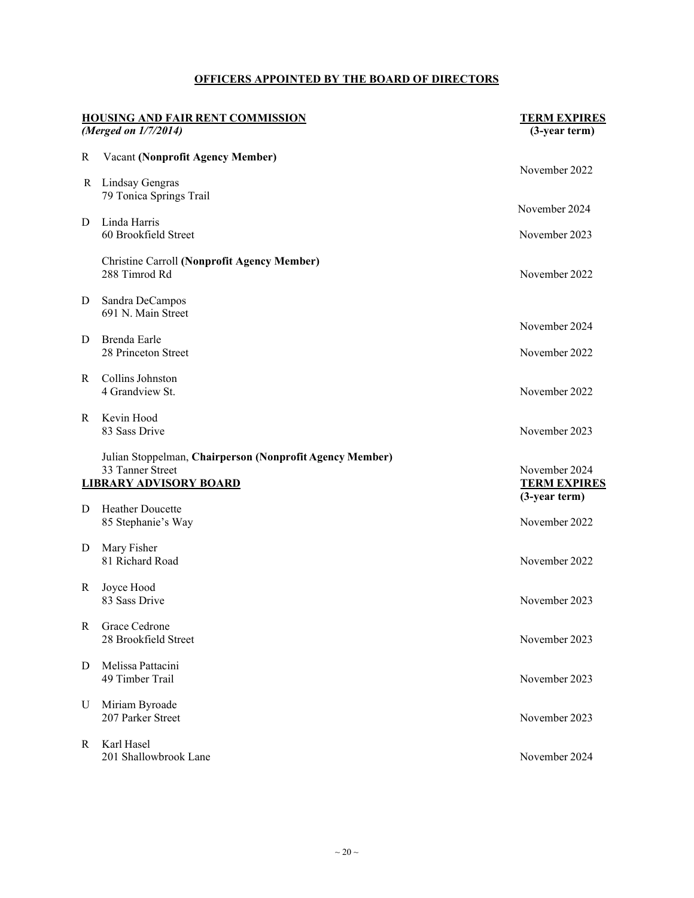## OFFICERS APPOINTED BY THE BOARD OF DIRECTORS

### HOUSING AND FAIR RENT COMMISSION
*(Merged on 1/7/2014)*

| | Member | TERM EXPIRES (3-year term) |
|---|---|---|
| R | Vacant **(Nonprofit Agency Member)** | November 2022 |
| R | Lindsay Gengras<br>79 Tonica Springs Trail | November 2024 |
| D | Linda Harris<br>60 Brookfield Street | November 2023 |
| | Christine Carroll **(Nonprofit Agency Member)**<br>288 Timrod Rd | November 2022 |
| D | Sandra DeCampos<br>691 N. Main Street | November 2024 |
| D | Brenda Earle<br>28 Princeton Street | November 2022 |
| R | Collins Johnston<br>4 Grandview St. | November 2022 |
| R | Kevin Hood<br>83 Sass Drive | November 2023 |
| | Julian Stoppelman, **Chairperson (Nonprofit Agency Member)**<br>33 Tanner Street | November 2024 |

### LIBRARY ADVISORY BOARD

| | Member | TERM EXPIRES (3-year term) |
|---|---|---|
| D | Heather Doucette<br>85 Stephanie's Way | November 2022 |
| D | Mary Fisher<br>81 Richard Road | November 2022 |
| R | Joyce Hood<br>83 Sass Drive | November 2023 |
| R | Grace Cedrone<br>28 Brookfield Street | November 2023 |
| D | Melissa Pattacini<br>49 Timber Trail | November 2023 |
| U | Miriam Byroade<br>207 Parker Street | November 2023 |
| R | Karl Hasel<br>201 Shallowbrook Lane | November 2024 |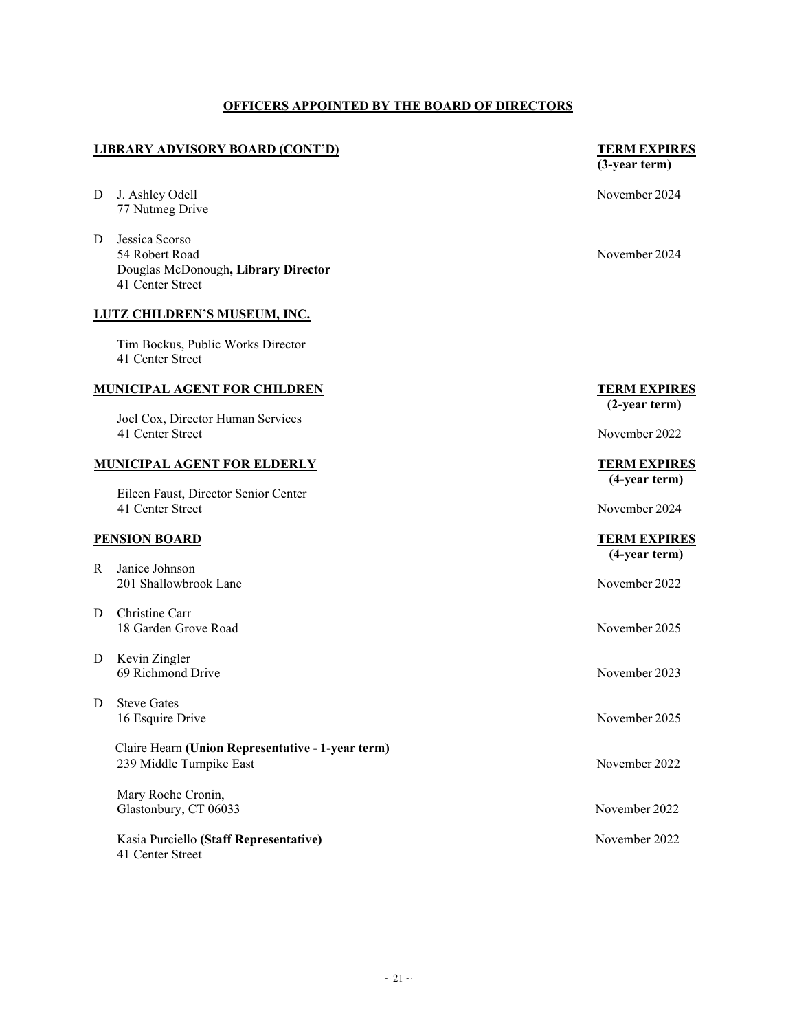## OFFICERS APPOINTED BY THE BOARD OF DIRECTORS

### LIBRARY ADVISORY BOARD (CONT'D)

| | Name / Address | TERM EXPIRES (3-year term) |
|---|---|---|
| D | J. Ashley Odell<br>77 Nutmeg Drive | November 2024 |
| D | Jessica Scorso<br>54 Robert Road | November 2024 |
| | Douglas McDonough**, Library Director**<br>41 Center Street | |

### LUTZ CHILDREN'S MUSEUM, INC.

Tim Bockus, Public Works Director
41 Center Street

### MUNICIPAL AGENT FOR CHILDREN

| Name / Address | TERM EXPIRES (2-year term) |
|---|---|
| Joel Cox, Director Human Services<br>41 Center Street | November 2022 |

### MUNICIPAL AGENT FOR ELDERLY

| Name / Address | TERM EXPIRES (4-year term) |
|---|---|
| Eileen Faust, Director Senior Center<br>41 Center Street | November 2024 |

### PENSION BOARD

| | Name / Address | TERM EXPIRES (4-year term) |
|---|---|---|
| R | Janice Johnson<br>201 Shallowbrook Lane | November 2022 |
| D | Christine Carr<br>18 Garden Grove Road | November 2025 |
| D | Kevin Zingler<br>69 Richmond Drive | November 2023 |
| D | Steve Gates<br>16 Esquire Drive | November 2025 |
| | Claire Hearn **(Union Representative - 1-year term)**<br>239 Middle Turnpike East | November 2022 |
| | Mary Roche Cronin,<br>Glastonbury, CT 06033 | November 2022 |
| | Kasia Purciello **(Staff Representative)**<br>41 Center Street | November 2022 |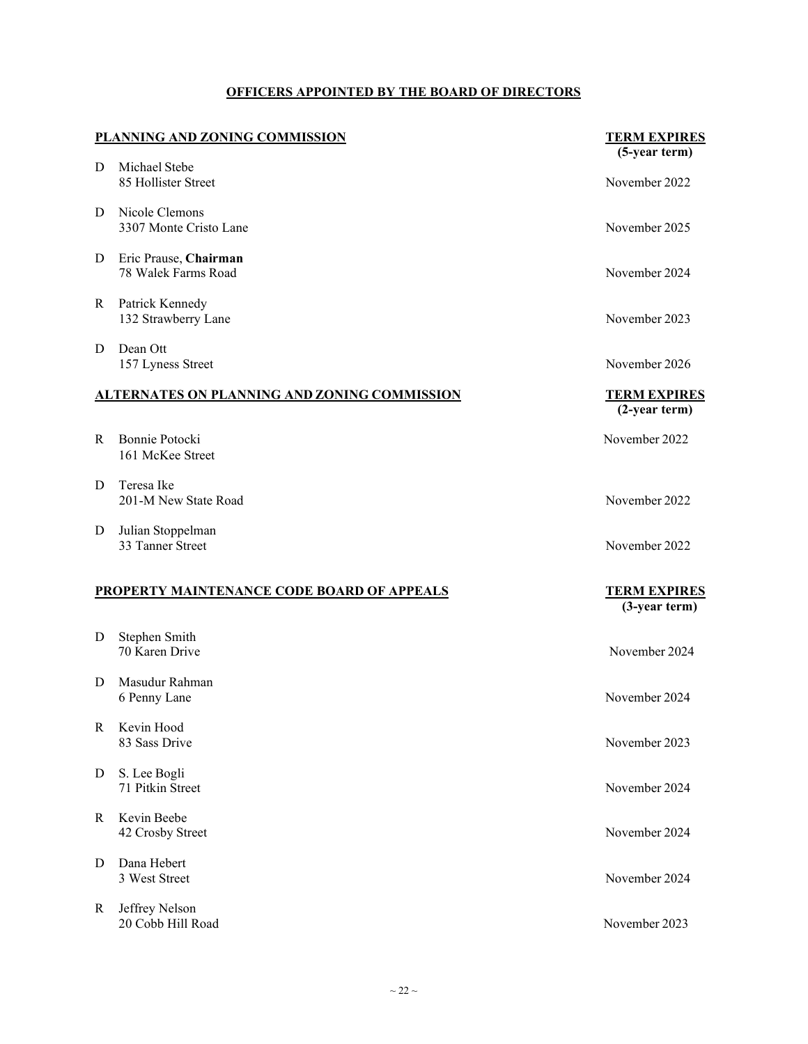## OFFICERS APPOINTED BY THE BOARD OF DIRECTORS

### PLANNING AND ZONING COMMISSION

| | Name / Address | TERM EXPIRES (5-year term) |
|---|---|---|
| D | Michael Stebe<br>85 Hollister Street | November 2022 |
| D | Nicole Clemons<br>3307 Monte Cristo Lane | November 2025 |
| D | Eric Prause, **Chairman**<br>78 Walek Farms Road | November 2024 |
| R | Patrick Kennedy<br>132 Strawberry Lane | November 2023 |
| D | Dean Ott<br>157 Lyness Street | November 2026 |

### ALTERNATES ON PLANNING AND ZONING COMMISSION

| | Name / Address | TERM EXPIRES (2-year term) |
|---|---|---|
| R | Bonnie Potocki<br>161 McKee Street | November 2022 |
| D | Teresa Ike<br>201-M New State Road | November 2022 |
| D | Julian Stoppelman<br>33 Tanner Street | November 2022 |

### PROPERTY MAINTENANCE CODE BOARD OF APPEALS

| | Name / Address | TERM EXPIRES (3-year term) |
|---|---|---|
| D | Stephen Smith<br>70 Karen Drive | November 2024 |
| D | Masudur Rahman<br>6 Penny Lane | November 2024 |
| R | Kevin Hood<br>83 Sass Drive | November 2023 |
| D | S. Lee Bogli<br>71 Pitkin Street | November 2024 |
| R | Kevin Beebe<br>42 Crosby Street | November 2024 |
| D | Dana Hebert<br>3 West Street | November 2024 |
| R | Jeffrey Nelson<br>20 Cobb Hill Road | November 2023 |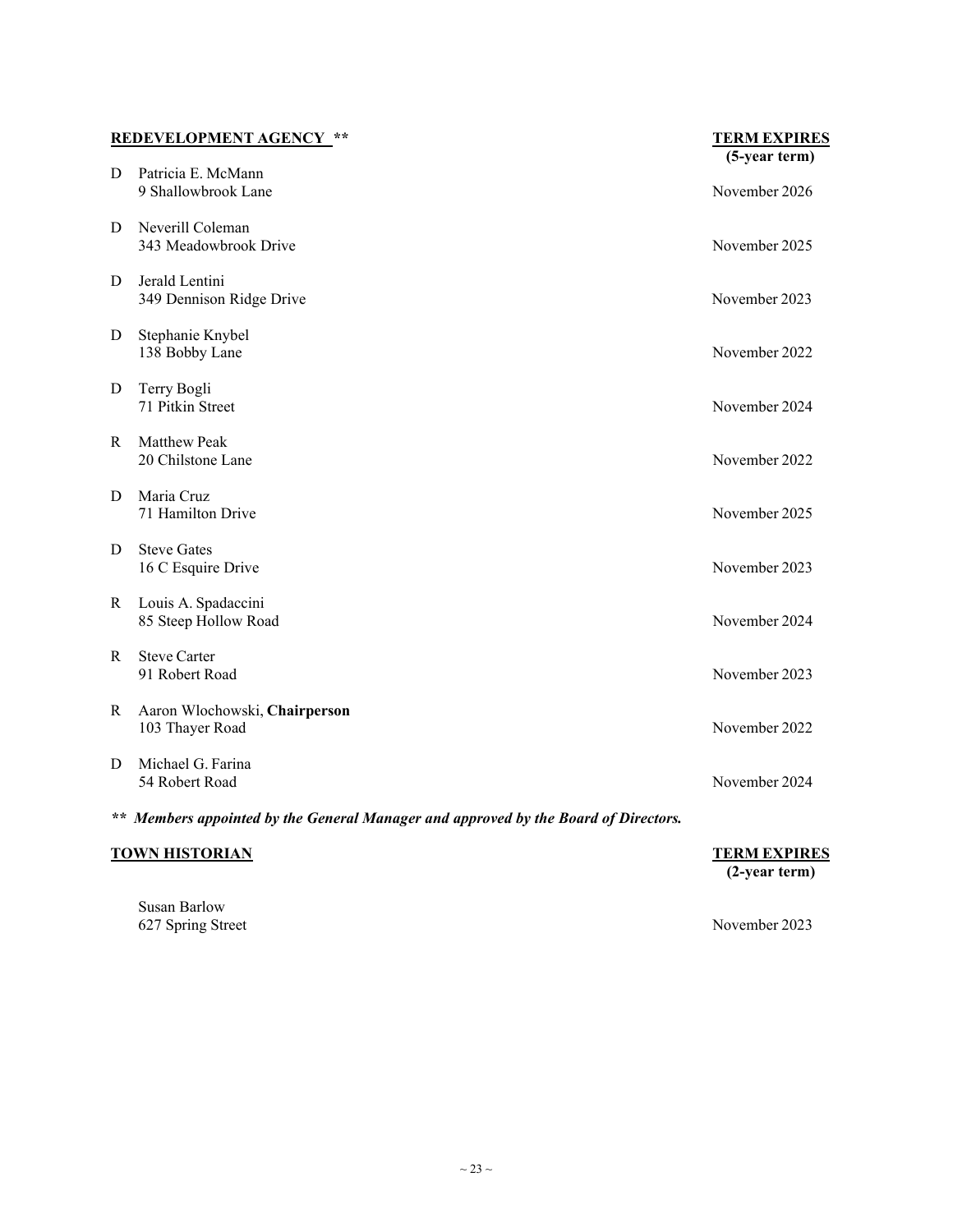## REDEVELOPMENT AGENCY **

| Party | Name / Address | TERM EXPIRES (5-year term) |
|---|---|---|
| D | Patricia E. McMann<br>9 Shallowbrook Lane | November 2026 |
| D | Neverill Coleman<br>343 Meadowbrook Drive | November 2025 |
| D | Jerald Lentini<br>349 Dennison Ridge Drive | November 2023 |
| D | Stephanie Knybel<br>138 Bobby Lane | November 2022 |
| D | Terry Bogli<br>71 Pitkin Street | November 2024 |
| R | Matthew Peak<br>20 Chilstone Lane | November 2022 |
| D | Maria Cruz<br>71 Hamilton Drive | November 2025 |
| D | Steve Gates<br>16 C Esquire Drive | November 2023 |
| R | Louis A. Spadaccini<br>85 Steep Hollow Road | November 2024 |
| R | Steve Carter<br>91 Robert Road | November 2023 |
| R | Aaron Wlochowski, **Chairperson**<br>103 Thayer Road | November 2022 |
| D | Michael G. Farina<br>54 Robert Road | November 2024 |

***\*\* Members appointed by the General Manager and approved by the Board of Directors.***

## TOWN HISTORIAN

| Name / Address | TERM EXPIRES (2-year term) |
|---|---|
| Susan Barlow<br>627 Spring Street | November 2023 |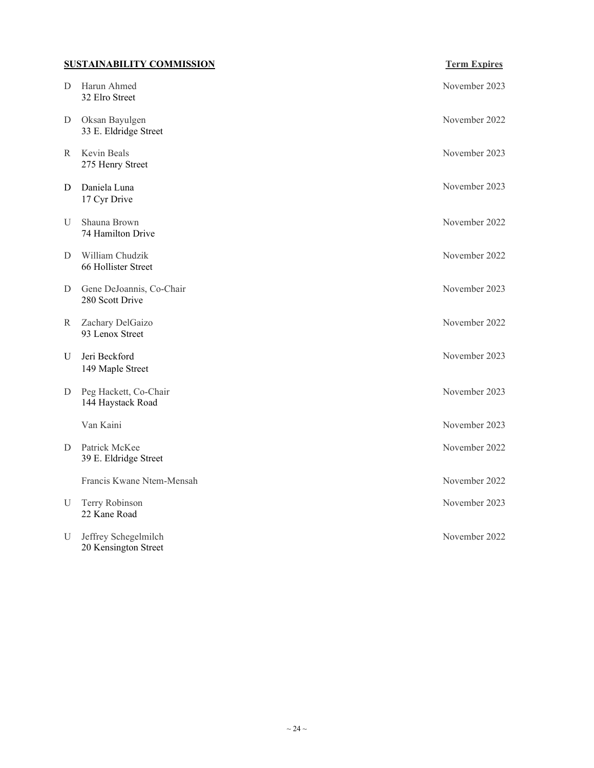## SUSTAINABILITY COMMISSION

| | Name / Address | Term Expires |
|---|---|---|
| D | Harun Ahmed<br>32 Elro Street | November 2023 |
| D | Oksan Bayulgen<br>33 E. Eldridge Street | November 2022 |
| R | Kevin Beals<br>275 Henry Street | November 2023 |
| D | Daniela Luna<br>17 Cyr Drive | November 2023 |
| U | Shauna Brown<br>74 Hamilton Drive | November 2022 |
| D | William Chudzik<br>66 Hollister Street | November 2022 |
| D | Gene DeJoannis, Co-Chair<br>280 Scott Drive | November 2023 |
| R | Zachary DelGaizo<br>93 Lenox Street | November 2022 |
| U | Jeri Beckford<br>149 Maple Street | November 2023 |
| D | Peg Hackett, Co-Chair<br>144 Haystack Road | November 2023 |
| | Van Kaini | November 2023 |
| D | Patrick McKee<br>39 E. Eldridge Street | November 2022 |
| | Francis Kwane Ntem-Mensah | November 2022 |
| U | Terry Robinson<br>22 Kane Road | November 2023 |
| U | Jeffrey Schegelmilch<br>20 Kensington Street | November 2022 |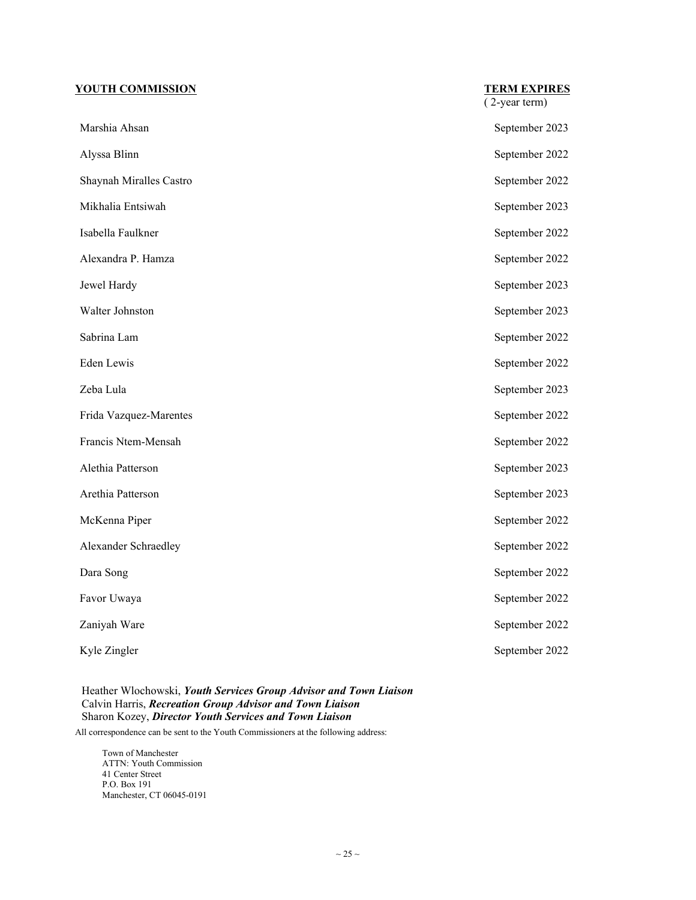| **YOUTH COMMISSION** | **TERM EXPIRES** ( 2-year term) |
|---|---|
| Marshia Ahsan | September 2023 |
| Alyssa Blinn | September 2022 |
| Shaynah Miralles Castro | September 2022 |
| Mikhalia Entsiwah | September 2023 |
| Isabella Faulkner | September 2022 |
| Alexandra P. Hamza | September 2022 |
| Jewel Hardy | September 2023 |
| Walter Johnston | September 2023 |
| Sabrina Lam | September 2022 |
| Eden Lewis | September 2022 |
| Zeba Lula | September 2023 |
| Frida Vazquez-Marentes | September 2022 |
| Francis Ntem-Mensah | September 2022 |
| Alethia Patterson | September 2023 |
| Arethia Patterson | September 2023 |
| McKenna Piper | September 2022 |
| Alexander Schraedley | September 2022 |
| Dara Song | September 2022 |
| Favor Uwaya | September 2022 |
| Zaniyah Ware | September 2022 |
| Kyle Zingler | September 2022 |

Heather Wlochowski, ***Youth Services Group Advisor and Town Liaison***
Calvin Harris, ***Recreation Group Advisor and Town Liaison***
Sharon Kozey, ***Director Youth Services and Town Liaison***

All correspondence can be sent to the Youth Commissioners at the following address:

Town of Manchester
ATTN: Youth Commission
41 Center Street
P.O. Box 191
Manchester, CT 06045-0191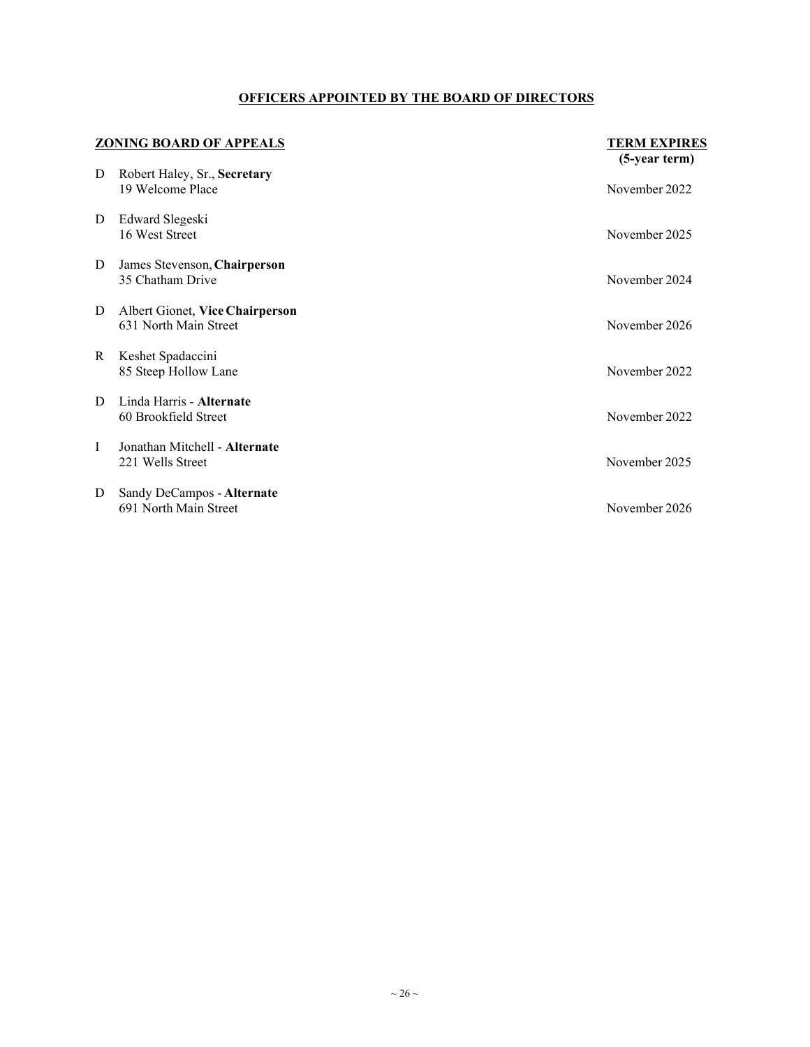## OFFICERS APPOINTED BY THE BOARD OF DIRECTORS

| | ZONING BOARD OF APPEALS | TERM EXPIRES (5-year term) |
|---|---|---|
| D | Robert Haley, Sr., **Secretary**<br>19 Welcome Place | November 2022 |
| D | Edward Slegeski<br>16 West Street | November 2025 |
| D | James Stevenson, **Chairperson**<br>35 Chatham Drive | November 2024 |
| D | Albert Gionet, **Vice Chairperson**<br>631 North Main Street | November 2026 |
| R | Keshet Spadaccini<br>85 Steep Hollow Lane | November 2022 |
| D | Linda Harris - **Alternate**<br>60 Brookfield Street | November 2022 |
| I | Jonathan Mitchell - **Alternate**<br>221 Wells Street | November 2025 |
| D | Sandy DeCampos - **Alternate**<br>691 North Main Street | November 2026 |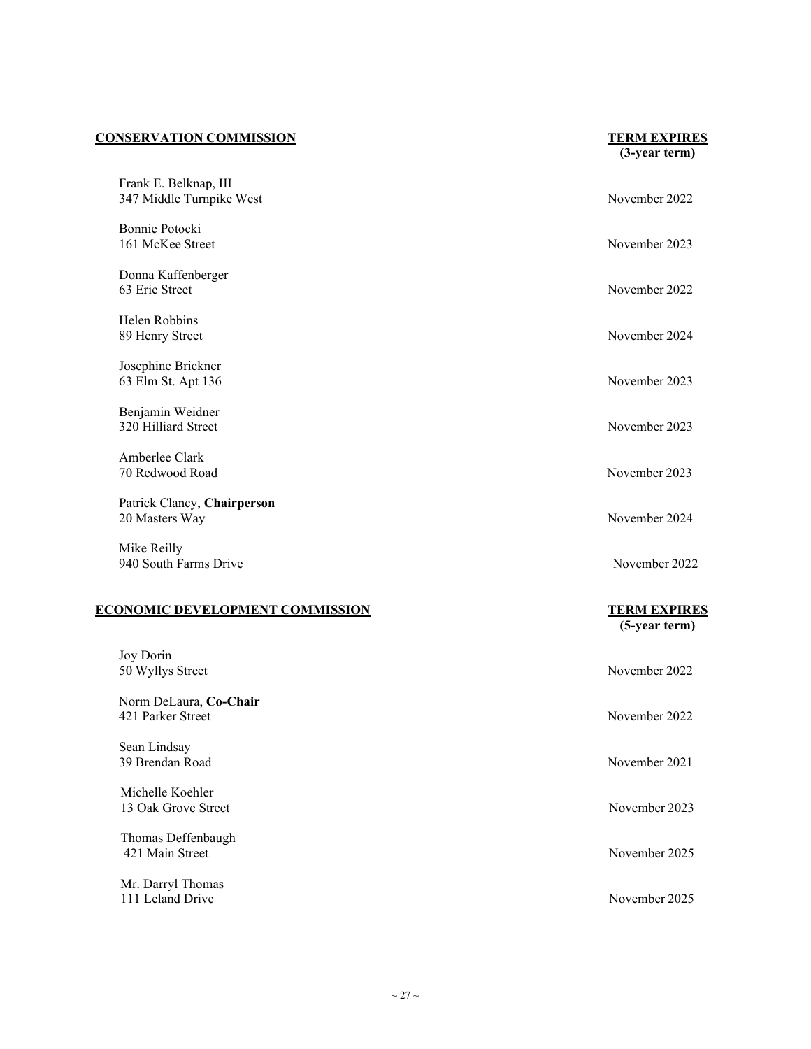## CONSERVATION COMMISSION

| Name / Address | TERM EXPIRES (3-year term) |
|---|---|
| Frank E. Belknap, III<br>347 Middle Turnpike West | November 2022 |
| Bonnie Potocki<br>161 McKee Street | November 2023 |
| Donna Kaffenberger<br>63 Erie Street | November 2022 |
| Helen Robbins<br>89 Henry Street | November 2024 |
| Josephine Brickner<br>63 Elm St. Apt 136 | November 2023 |
| Benjamin Weidner<br>320 Hilliard Street | November 2023 |
| Amberlee Clark<br>70 Redwood Road | November 2023 |
| Patrick Clancy, **Chairperson**<br>20 Masters Way | November 2024 |
| Mike Reilly<br>940 South Farms Drive | November 2022 |

## ECONOMIC DEVELOPMENT COMMISSION

| Name / Address | TERM EXPIRES (5-year term) |
|---|---|
| Joy Dorin<br>50 Wyllys Street | November 2022 |
| Norm DeLaura, **Co-Chair**<br>421 Parker Street | November 2022 |
| Sean Lindsay<br>39 Brendan Road | November 2021 |
| Michelle Koehler<br>13 Oak Grove Street | November 2023 |
| Thomas Deffenbaugh<br>421 Main Street | November 2025 |
| Mr. Darryl Thomas<br>111 Leland Drive | November 2025 |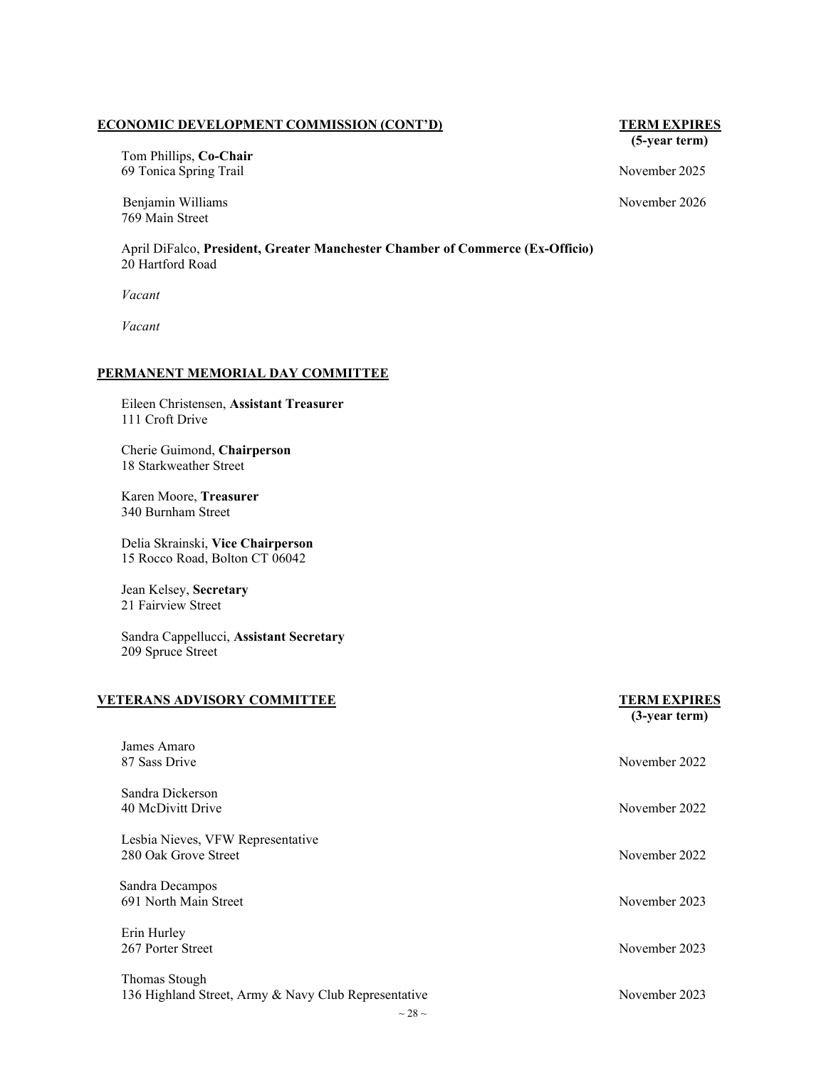## ECONOMIC DEVELOPMENT COMMISSION (CONT'D)

| | TERM EXPIRES (5-year term) |
|---|---|
| Tom Phillips, **Co-Chair**<br>69 Tonica Spring Trail | November 2025 |
| Benjamin Williams<br>769 Main Street | November 2026 |
| April DiFalco, **President, Greater Manchester Chamber of Commerce (Ex-Officio)**<br>20 Hartford Road | |
| *Vacant* | |
| *Vacant* | |

## PERMANENT MEMORIAL DAY COMMITTEE

Eileen Christensen, **Assistant Treasurer**
111 Croft Drive

Cherie Guimond, **Chairperson**
18 Starkweather Street

Karen Moore, **Treasurer**
340 Burnham Street

Delia Skrainski, **Vice Chairperson**
15 Rocco Road, Bolton CT 06042

Jean Kelsey, **Secretary**
21 Fairview Street

Sandra Cappellucci, **Assistant Secretary**
209 Spruce Street

## VETERANS ADVISORY COMMITTEE

| | TERM EXPIRES (3-year term) |
|---|---|
| James Amaro<br>87 Sass Drive | November 2022 |
| Sandra Dickerson<br>40 McDivitt Drive | November 2022 |
| Lesbia Nieves, VFW Representative<br>280 Oak Grove Street | November 2022 |
| Sandra Decampos<br>691 North Main Street | November 2023 |
| Erin Hurley<br>267 Porter Street | November 2023 |
| Thomas Stough<br>136 Highland Street, Army & Navy Club Representative | November 2023 |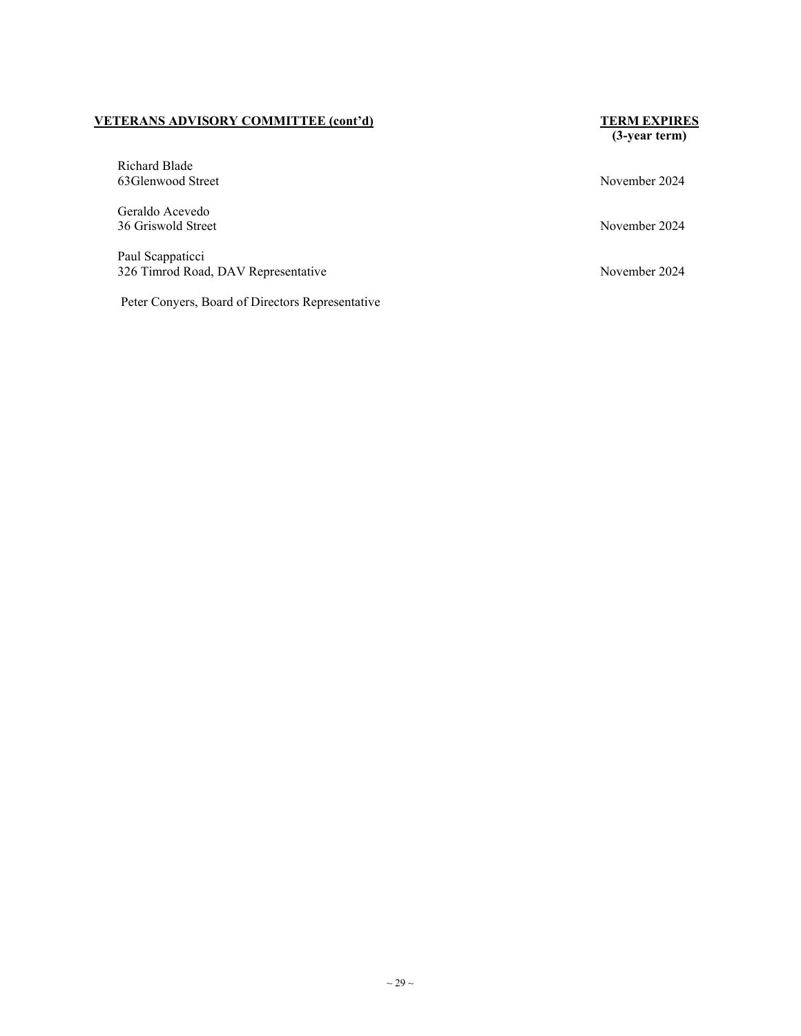**VETERANS ADVISORY COMMITTEE (cont'd)**

| | **TERM EXPIRES (3-year term)** |
|---|---|
| Richard Blade<br>63Glenwood Street | November 2024 |
| Geraldo Acevedo<br>36 Griswold Street | November 2024 |
| Paul Scappaticci<br>326 Timrod Road, DAV Representative | November 2024 |
| Peter Conyers, Board of Directors Representative | |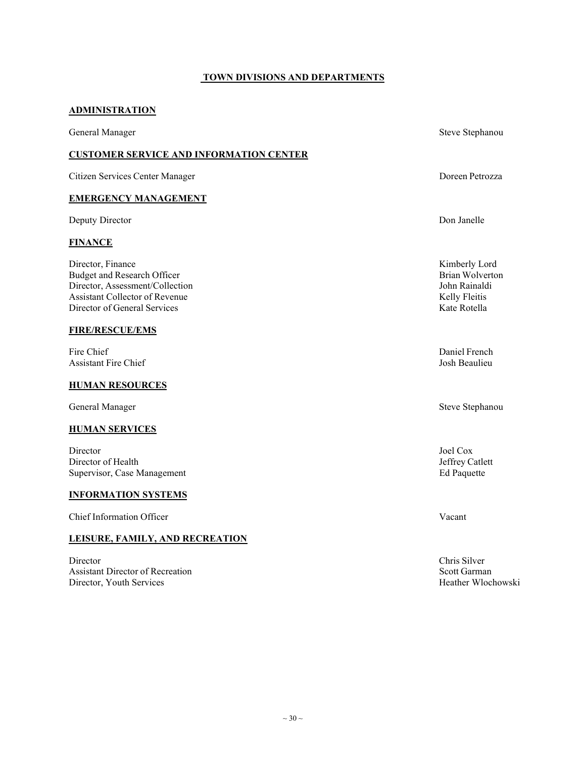# TOWN DIVISIONS AND DEPARTMENTS

## ADMINISTRATION

| | |
|---|---|
| General Manager | Steve Stephanou |

## CUSTOMER SERVICE AND INFORMATION CENTER

| | |
|---|---|
| Citizen Services Center Manager | Doreen Petrozza |

## EMERGENCY MANAGEMENT

| | |
|---|---|
| Deputy Director | Don Janelle |

## FINANCE

| | |
|---|---|
| Director, Finance | Kimberly Lord |
| Budget and Research Officer | Brian Wolverton |
| Director, Assessment/Collection | John Rainaldi |
| Assistant Collector of Revenue | Kelly Fleitis |
| Director of General Services | Kate Rotella |

## FIRE/RESCUE/EMS

| | |
|---|---|
| Fire Chief | Daniel French |
| Assistant Fire Chief | Josh Beaulieu |

## HUMAN RESOURCES

| | |
|---|---|
| General Manager | Steve Stephanou |

## HUMAN SERVICES

| | |
|---|---|
| Director | Joel Cox |
| Director of Health | Jeffrey Catlett |
| Supervisor, Case Management | Ed Paquette |

## INFORMATION SYSTEMS

| | |
|---|---|
| Chief Information Officer | Vacant |

## LEISURE, FAMILY, AND RECREATION

| | |
|---|---|
| Director | Chris Silver |
| Assistant Director of Recreation | Scott Garman |
| Director, Youth Services | Heather Wlochowski |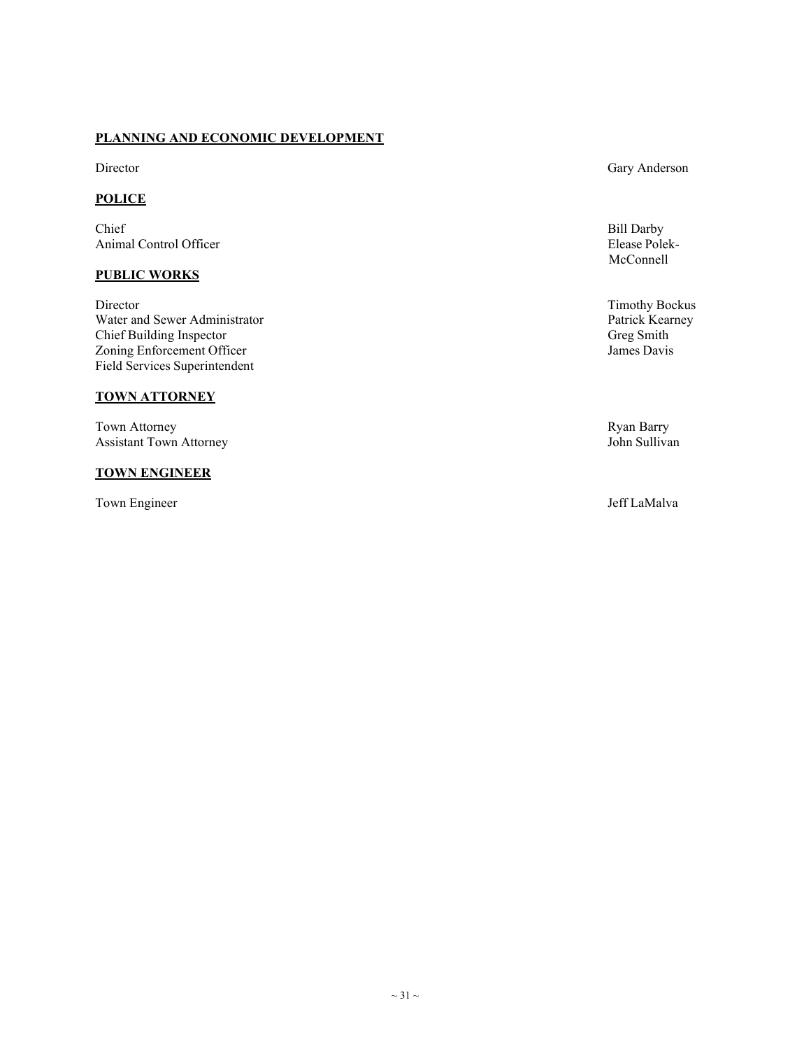**PLANNING AND ECONOMIC DEVELOPMENT**

| | |
|---|---|
| Director | Gary Anderson |

**POLICE**

| | |
|---|---|
| Chief | Bill Darby |
| Animal Control Officer | Elease Polek-McConnell |

**PUBLIC WORKS**

| | |
|---|---|
| Director | Timothy Bockus |
| Water and Sewer Administrator | Patrick Kearney |
| Chief Building Inspector | Greg Smith |
| Zoning Enforcement Officer | James Davis |
| Field Services Superintendent | |

**TOWN ATTORNEY**

| | |
|---|---|
| Town Attorney | Ryan Barry |
| Assistant Town Attorney | John Sullivan |

**TOWN ENGINEER**

| | |
|---|---|
| Town Engineer | Jeff LaMalva |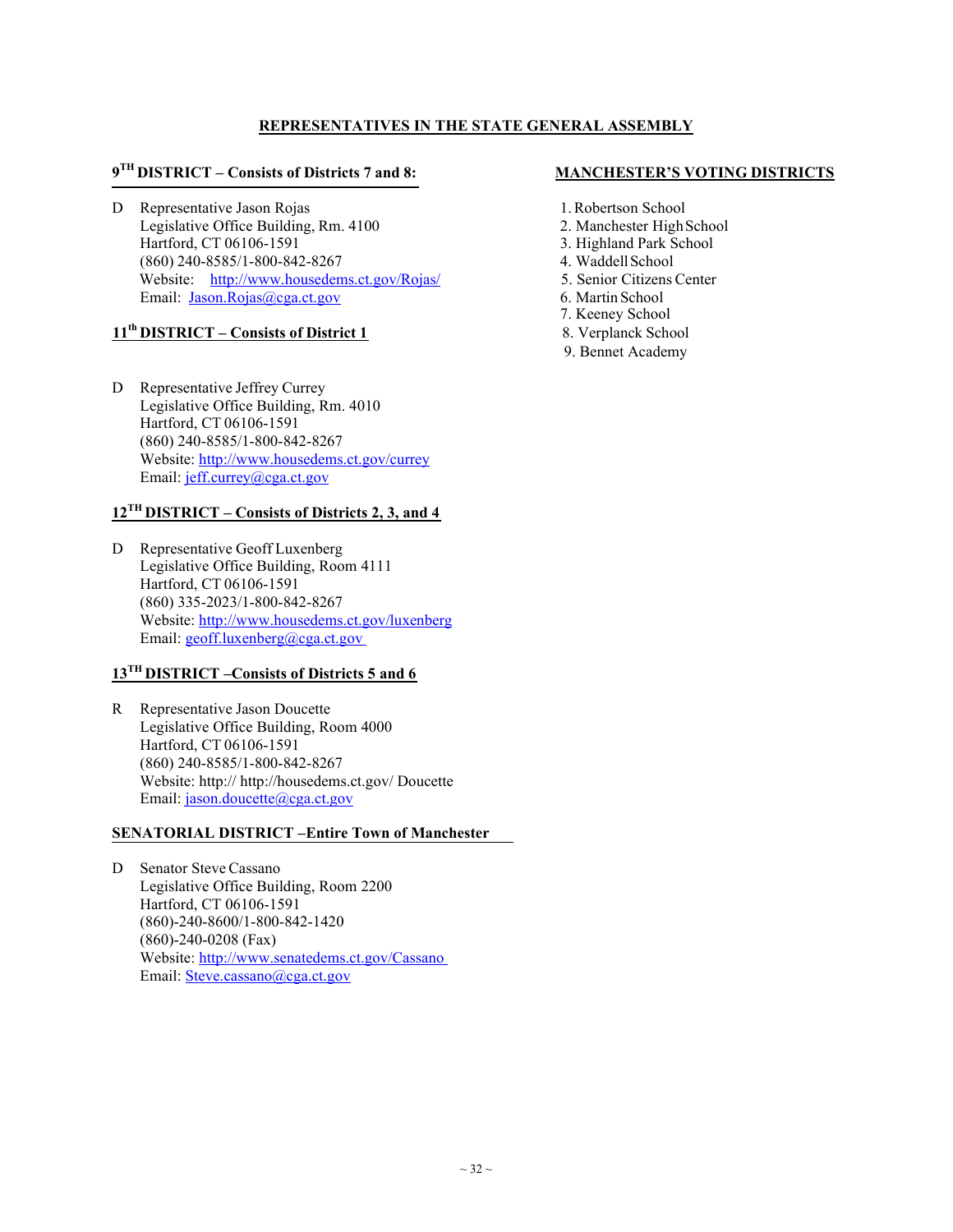## REPRESENTATIVES IN THE STATE GENERAL ASSEMBLY

### 9TH DISTRICT – Consists of Districts 7 and 8:

D Representative Jason Rojas
Legislative Office Building, Rm. 4100
Hartford, CT 06106-1591
(860) 240-8585/1-800-842-8267
Website: http://www.housedems.ct.gov/Rojas/
Email: Jason.Rojas@cga.ct.gov

### 11th DISTRICT – Consists of District 1

D Representative Jeffrey Currey
Legislative Office Building, Rm. 4010
Hartford, CT 06106-1591
(860) 240-8585/1-800-842-8267
Website: http://www.housedems.ct.gov/currey
Email: jeff.currey@cga.ct.gov

### 12TH DISTRICT – Consists of Districts 2, 3, and 4

D Representative Geoff Luxenberg
Legislative Office Building, Room 4111
Hartford, CT 06106-1591
(860) 335-2023/1-800-842-8267
Website: http://www.housedems.ct.gov/luxenberg
Email: geoff.luxenberg@cga.ct.gov

### 13TH DISTRICT –Consists of Districts 5 and 6

R Representative Jason Doucette
Legislative Office Building, Room 4000
Hartford, CT 06106-1591
(860) 240-8585/1-800-842-8267
Website: http:// http://housedems.ct.gov/ Doucette
Email: jason.doucette@cga.ct.gov

### SENATORIAL DISTRICT –Entire Town of Manchester

D Senator Steve Cassano
Legislative Office Building, Room 2200
Hartford, CT 06106-1591
(860)-240-8600/1-800-842-1420
(860)-240-0208 (Fax)
Website: http://www.senatedems.ct.gov/Cassano
Email: Steve.cassano@cga.ct.gov

### MANCHESTER'S VOTING DISTRICTS

1. Robertson School
2. Manchester High School
3. Highland Park School
4. Waddell School
5. Senior Citizens Center
6. Martin School
7. Keeney School
8. Verplanck School
9. Bennet Academy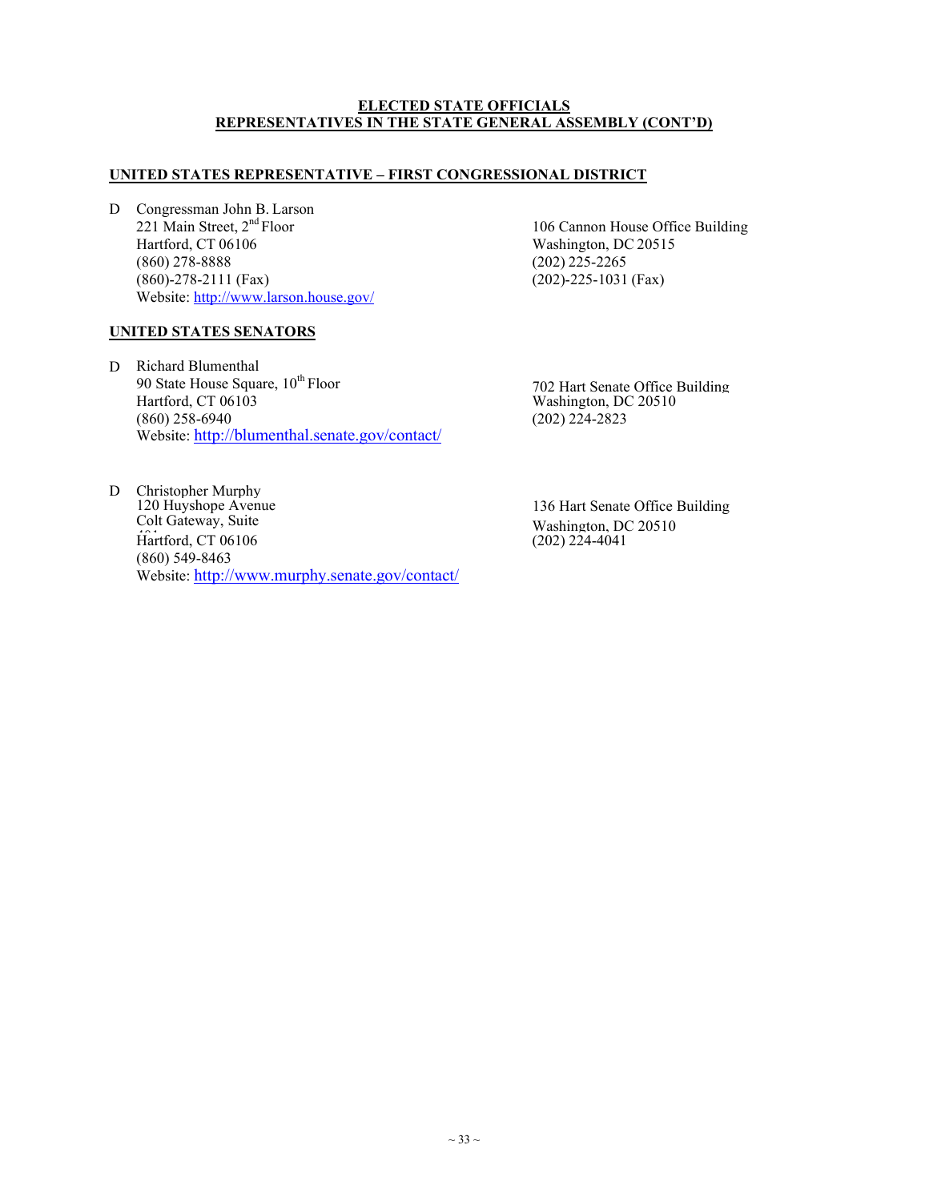**ELECTED STATE OFFICIALS**
**REPRESENTATIVES IN THE STATE GENERAL ASSEMBLY (CONT'D)**

## UNITED STATES REPRESENTATIVE – FIRST CONGRESSIONAL DISTRICT

D Congressman John B. Larson
221 Main Street, 2nd Floor
Hartford, CT 06106
(860) 278-8888
(860)-278-2111 (Fax)
Website: http://www.larson.house.gov/

106 Cannon House Office Building
Washington, DC 20515
(202) 225-2265
(202)-225-1031 (Fax)

## UNITED STATES SENATORS

D Richard Blumenthal
90 State House Square, 10th Floor
Hartford, CT 06103
(860) 258-6940
Website: http://blumenthal.senate.gov/contact/

702 Hart Senate Office Building
Washington, DC 20510
(202) 224-2823

D Christopher Murphy
120 Huyshope Avenue
Colt Gateway, Suite 401
Hartford, CT 06106
(860) 549-8463
Website: http://www.murphy.senate.gov/contact/

136 Hart Senate Office Building
Washington, DC 20510
(202) 224-4041